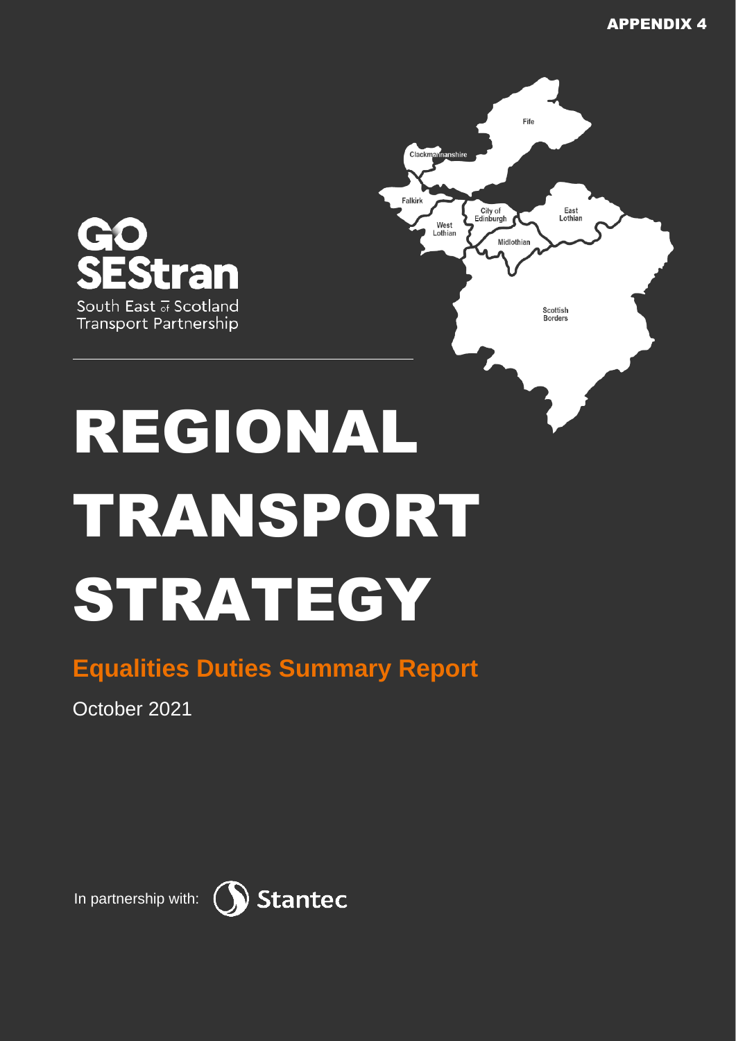APPENDIX 4

GO SEStran

South East of Scotland Transport Partnership

Fife

Clackmannanshire

Falkirk

West Lothian

City of Edinburgh

East Lothian

Midlothian

Scottish Borders

# REGIONAL TRANSPORT STRATEGY

## Equalities Duties Summary Report

October 2021

In partnership with: Stantec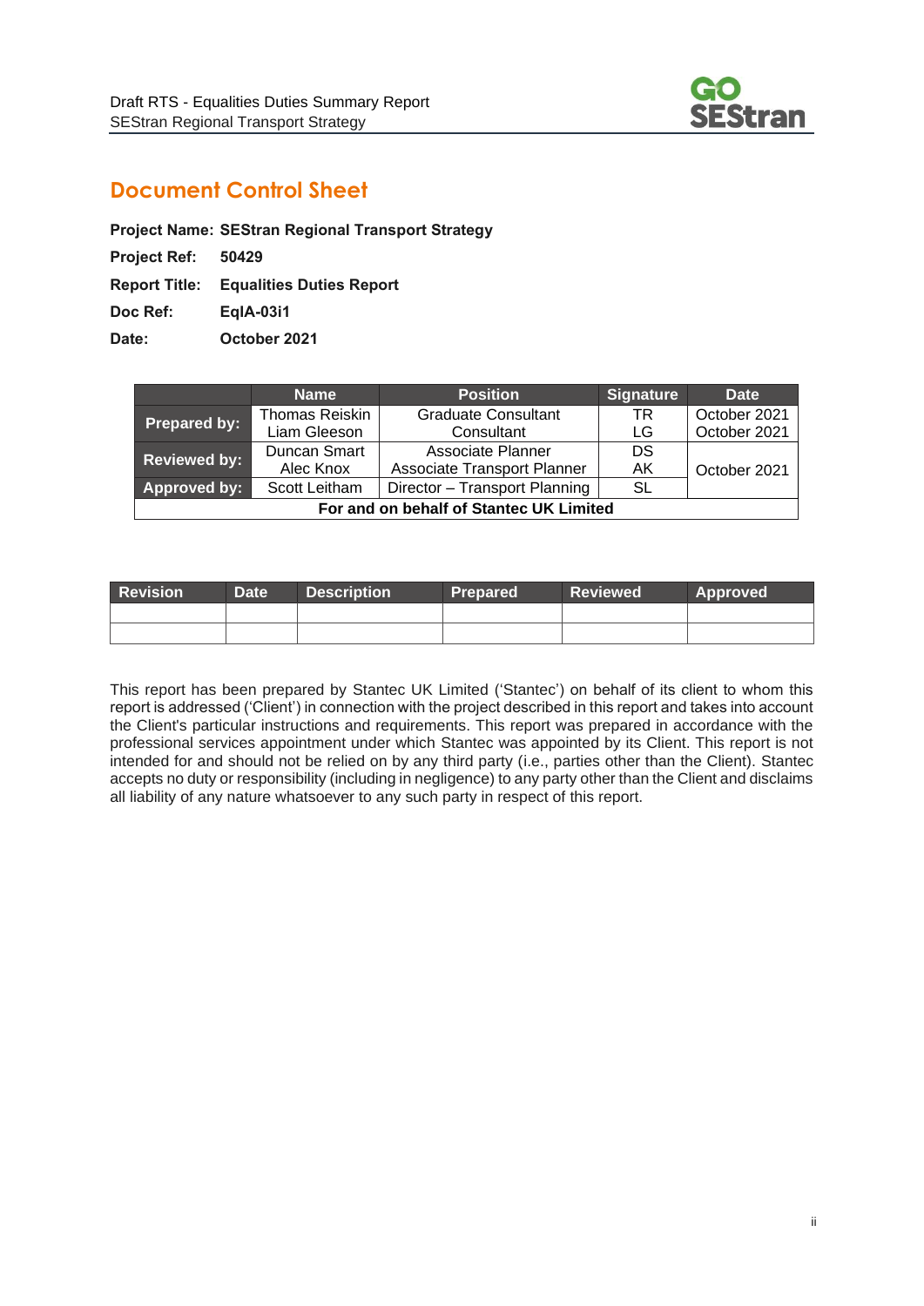# Document Control Sheet

**Project Name: SEStran Regional Transport Strategy**

**Project Ref: 50429**

**Report Title: Equalities Duties Report**

**Doc Ref: EqIA-03i1**

**Date: October 2021**

| | Name | Position | Signature | Date |
|---|---|---|---|---|
| **Prepared by:** | Thomas Reiskin | Graduate Consultant | TR | October 2021 |
| | Liam Gleeson | Consultant | LG | October 2021 |
| **Reviewed by:** | Duncan Smart | Associate Planner | DS | October 2021 |
| | Alec Knox | Associate Transport Planner | AK | |
| **Approved by:** | Scott Leitham | Director – Transport Planning | SL | |
| **For and on behalf of Stantec UK Limited** | | | | |

| Revision | Date | Description | Prepared | Reviewed | Approved |
|---|---|---|---|---|---|
| | | | | | |
| | | | | | |

This report has been prepared by Stantec UK Limited ('Stantec') on behalf of its client to whom this report is addressed ('Client') in connection with the project described in this report and takes into account the Client's particular instructions and requirements. This report was prepared in accordance with the professional services appointment under which Stantec was appointed by its Client. This report is not intended for and should not be relied on by any third party (i.e., parties other than the Client). Stantec accepts no duty or responsibility (including in negligence) to any party other than the Client and disclaims all liability of any nature whatsoever to any such party in respect of this report.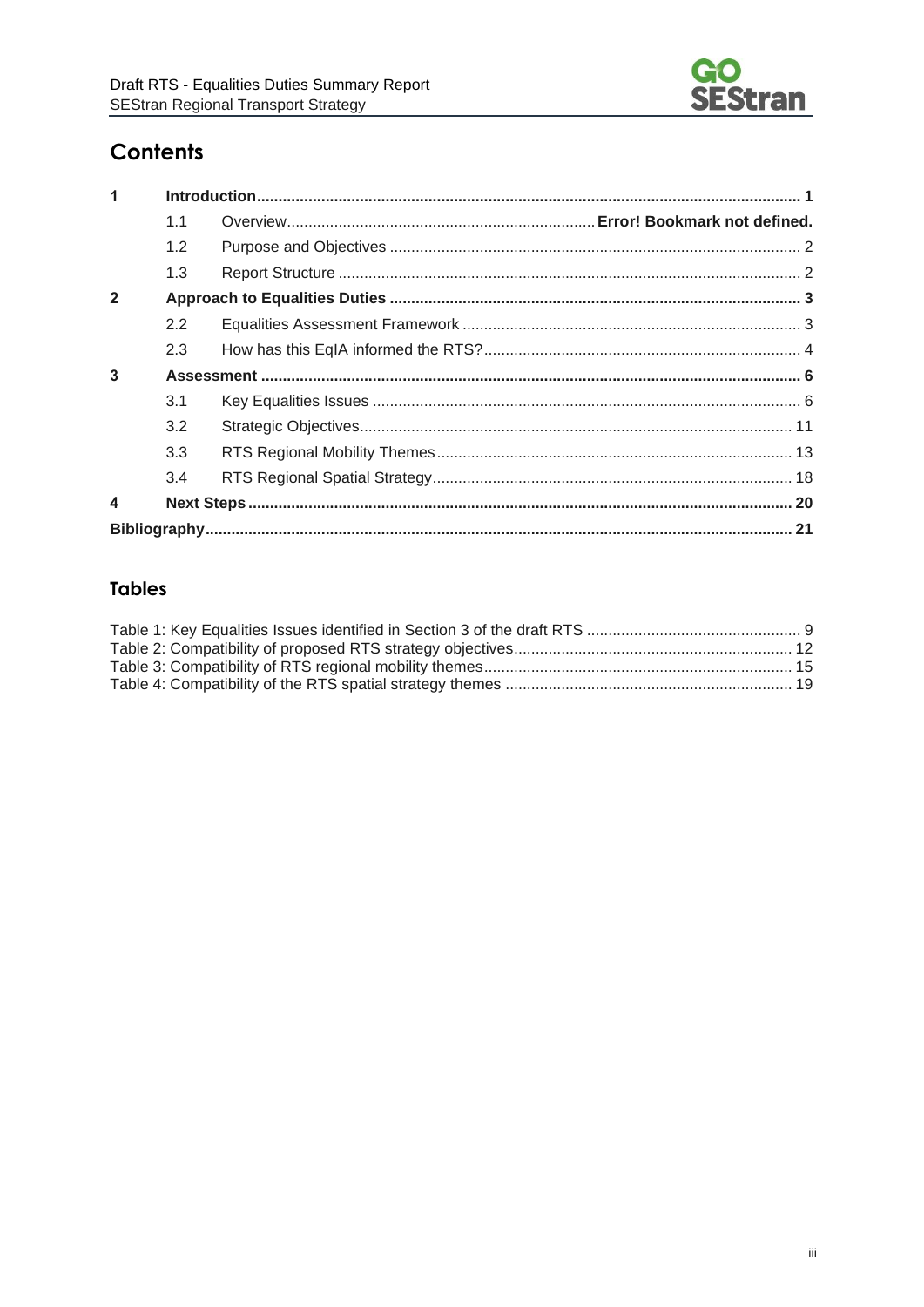## Contents

| | | | |
|---|---|---|---|
| **1** | **Introduction** | | **1** |
| | 1.1 | Overview | **Error! Bookmark not defined.** |
| | 1.2 | Purpose and Objectives | 2 |
| | 1.3 | Report Structure | 2 |
| **2** | **Approach to Equalities Duties** | | **3** |
| | 2.2 | Equalities Assessment Framework | 3 |
| | 2.3 | How has this EqIA informed the RTS? | 4 |
| **3** | **Assessment** | | **6** |
| | 3.1 | Key Equalities Issues | 6 |
| | 3.2 | Strategic Objectives | 11 |
| | 3.3 | RTS Regional Mobility Themes | 13 |
| | 3.4 | RTS Regional Spatial Strategy | 18 |
| **4** | **Next Steps** | | **20** |
| **Bibliography** | | | **21** |

## Tables

Table 1: Key Equalities Issues identified in Section 3 of the draft RTS ..... 9
Table 2: Compatibility of proposed RTS strategy objectives ..... 12
Table 3: Compatibility of RTS regional mobility themes ..... 15
Table 4: Compatibility of the RTS spatial strategy themes ..... 19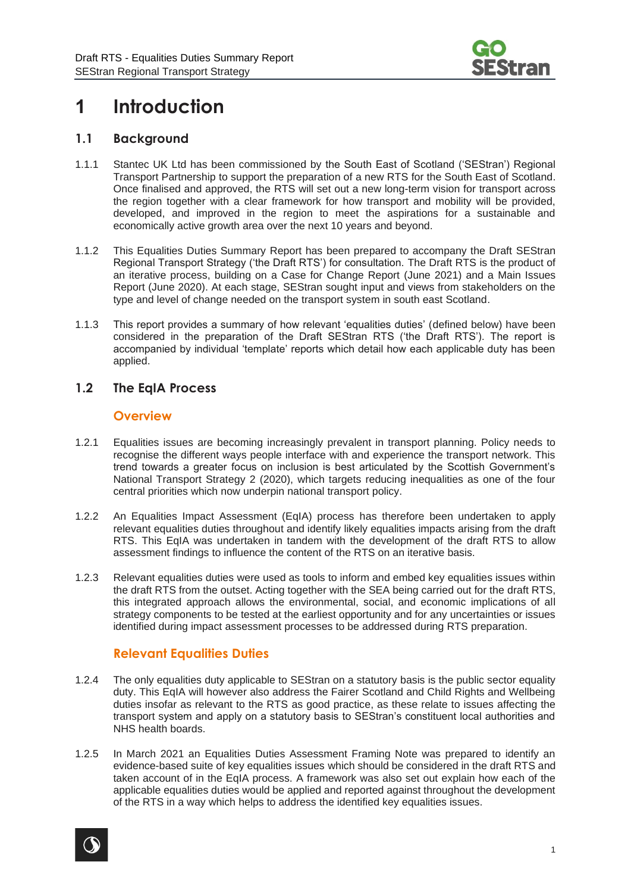# 1 Introduction

## 1.1 Background

1.1.1 Stantec UK Ltd has been commissioned by the South East of Scotland ('SEStran') Regional Transport Partnership to support the preparation of a new RTS for the South East of Scotland. Once finalised and approved, the RTS will set out a new long-term vision for transport across the region together with a clear framework for how transport and mobility will be provided, developed, and improved in the region to meet the aspirations for a sustainable and economically active growth area over the next 10 years and beyond.

1.1.2 This Equalities Duties Summary Report has been prepared to accompany the Draft SEStran Regional Transport Strategy ('the Draft RTS') for consultation. The Draft RTS is the product of an iterative process, building on a Case for Change Report (June 2021) and a Main Issues Report (June 2020). At each stage, SEStran sought input and views from stakeholders on the type and level of change needed on the transport system in south east Scotland.

1.1.3 This report provides a summary of how relevant 'equalities duties' (defined below) have been considered in the preparation of the Draft SEStran RTS ('the Draft RTS'). The report is accompanied by individual 'template' reports which detail how each applicable duty has been applied.

## 1.2 The EqIA Process

### Overview

1.2.1 Equalities issues are becoming increasingly prevalent in transport planning. Policy needs to recognise the different ways people interface with and experience the transport network. This trend towards a greater focus on inclusion is best articulated by the Scottish Government's National Transport Strategy 2 (2020), which targets reducing inequalities as one of the four central priorities which now underpin national transport policy.

1.2.2 An Equalities Impact Assessment (EqIA) process has therefore been undertaken to apply relevant equalities duties throughout and identify likely equalities impacts arising from the draft RTS. This EqIA was undertaken in tandem with the development of the draft RTS to allow assessment findings to influence the content of the RTS on an iterative basis.

1.2.3 Relevant equalities duties were used as tools to inform and embed key equalities issues within the draft RTS from the outset. Acting together with the SEA being carried out for the draft RTS, this integrated approach allows the environmental, social, and economic implications of all strategy components to be tested at the earliest opportunity and for any uncertainties or issues identified during impact assessment processes to be addressed during RTS preparation.

### Relevant Equalities Duties

1.2.4 The only equalities duty applicable to SEStran on a statutory basis is the public sector equality duty. This EqIA will however also address the Fairer Scotland and Child Rights and Wellbeing duties insofar as relevant to the RTS as good practice, as these relate to issues affecting the transport system and apply on a statutory basis to SEStran's constituent local authorities and NHS health boards.

1.2.5 In March 2021 an Equalities Duties Assessment Framing Note was prepared to identify an evidence-based suite of key equalities issues which should be considered in the draft RTS and taken account of in the EqIA process. A framework was also set out explain how each of the applicable equalities duties would be applied and reported against throughout the development of the RTS in a way which helps to address the identified key equalities issues.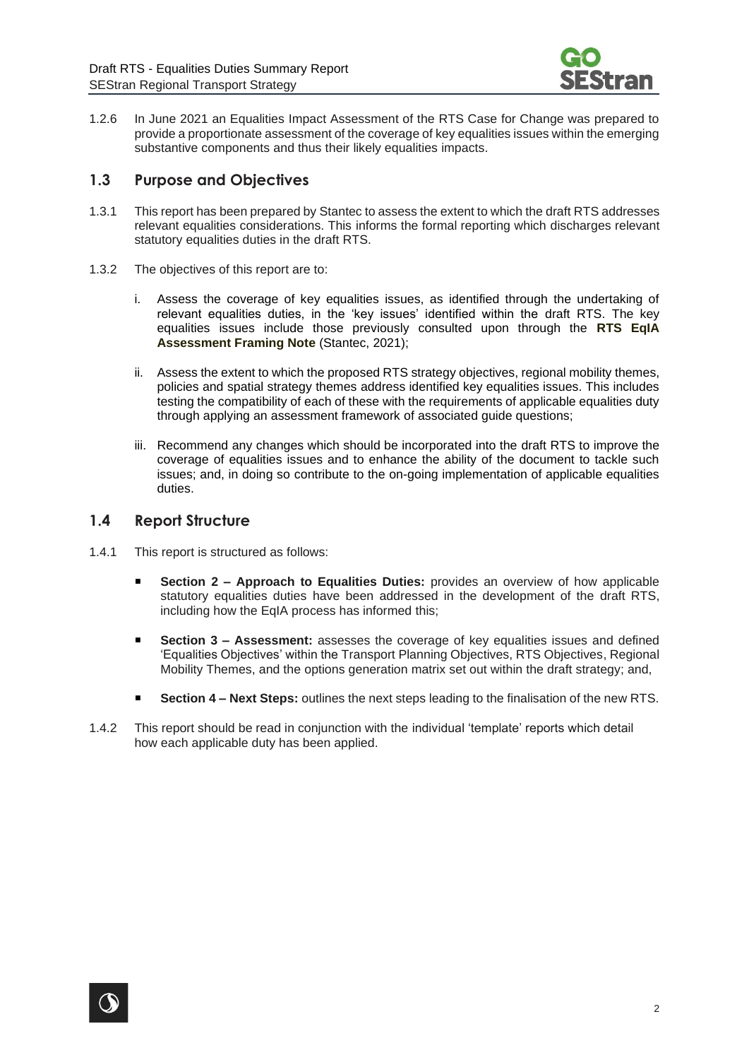1.2.6 In June 2021 an Equalities Impact Assessment of the RTS Case for Change was prepared to provide a proportionate assessment of the coverage of key equalities issues within the emerging substantive components and thus their likely equalities impacts.

## 1.3 Purpose and Objectives

1.3.1 This report has been prepared by Stantec to assess the extent to which the draft RTS addresses relevant equalities considerations. This informs the formal reporting which discharges relevant statutory equalities duties in the draft RTS.

1.3.2 The objectives of this report are to:

i. Assess the coverage of key equalities issues, as identified through the undertaking of relevant equalities duties, in the 'key issues' identified within the draft RTS. The key equalities issues include those previously consulted upon through the **RTS EqIA Assessment Framing Note** (Stantec, 2021);

ii. Assess the extent to which the proposed RTS strategy objectives, regional mobility themes, policies and spatial strategy themes address identified key equalities issues. This includes testing the compatibility of each of these with the requirements of applicable equalities duty through applying an assessment framework of associated guide questions;

iii. Recommend any changes which should be incorporated into the draft RTS to improve the coverage of equalities issues and to enhance the ability of the document to tackle such issues; and, in doing so contribute to the on-going implementation of applicable equalities duties.

## 1.4 Report Structure

1.4.1 This report is structured as follows:

- **Section 2 – Approach to Equalities Duties:** provides an overview of how applicable statutory equalities duties have been addressed in the development of the draft RTS, including how the EqIA process has informed this;
- **Section 3 – Assessment:** assesses the coverage of key equalities issues and defined 'Equalities Objectives' within the Transport Planning Objectives, RTS Objectives, Regional Mobility Themes, and the options generation matrix set out within the draft strategy; and,
- **Section 4 – Next Steps:** outlines the next steps leading to the finalisation of the new RTS.

1.4.2 This report should be read in conjunction with the individual 'template' reports which detail how each applicable duty has been applied.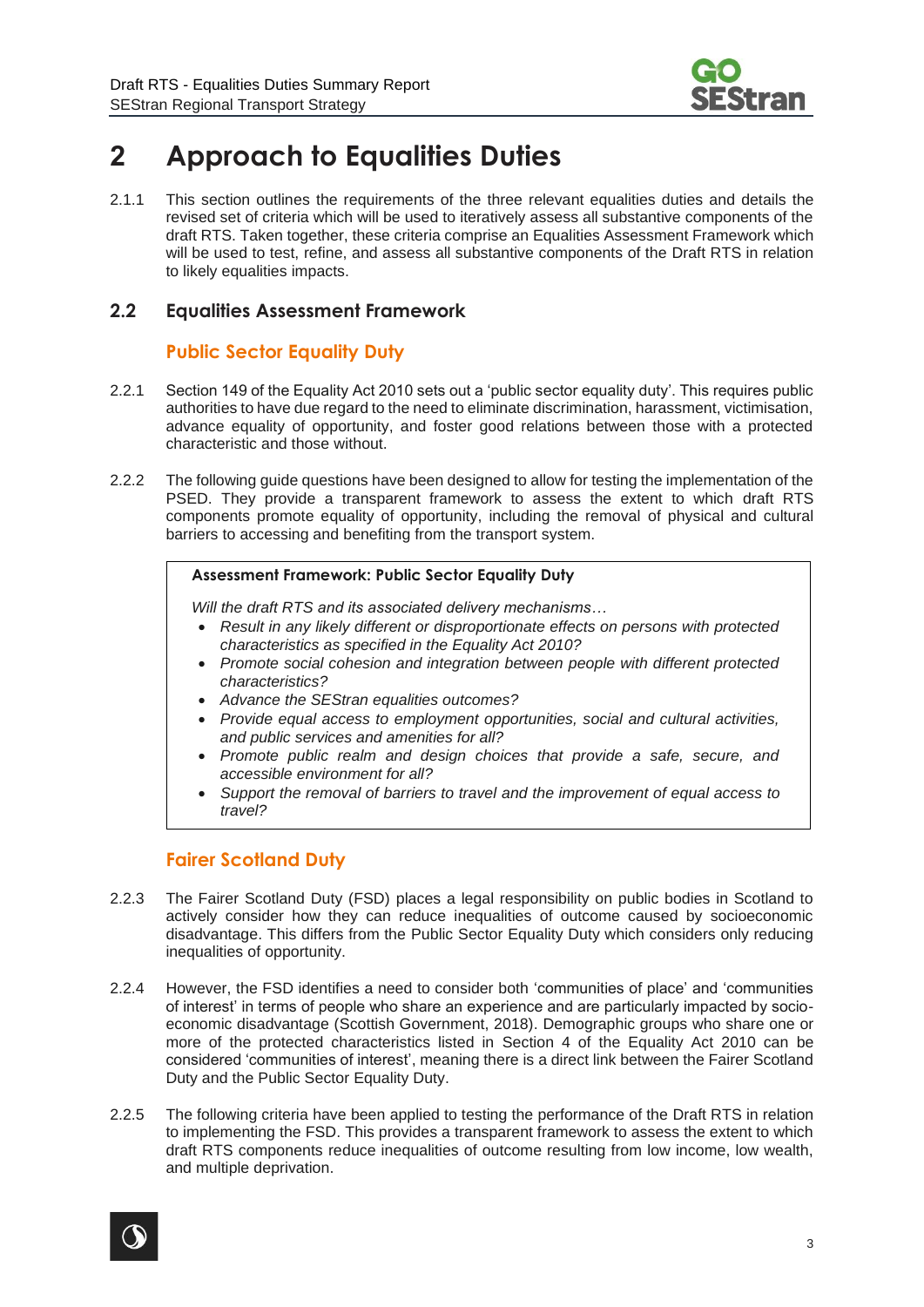# 2 Approach to Equalities Duties

2.1.1 This section outlines the requirements of the three relevant equalities duties and details the revised set of criteria which will be used to iteratively assess all substantive components of the draft RTS. Taken together, these criteria comprise an Equalities Assessment Framework which will be used to test, refine, and assess all substantive components of the Draft RTS in relation to likely equalities impacts.

## 2.2 Equalities Assessment Framework

### Public Sector Equality Duty

2.2.1 Section 149 of the Equality Act 2010 sets out a 'public sector equality duty'. This requires public authorities to have due regard to the need to eliminate discrimination, harassment, victimisation, advance equality of opportunity, and foster good relations between those with a protected characteristic and those without.

2.2.2 The following guide questions have been designed to allow for testing the implementation of the PSED. They provide a transparent framework to assess the extent to which draft RTS components promote equality of opportunity, including the removal of physical and cultural barriers to accessing and benefiting from the transport system.

**Assessment Framework: Public Sector Equality Duty**

*Will the draft RTS and its associated delivery mechanisms…*

- *Result in any likely different or disproportionate effects on persons with protected characteristics as specified in the Equality Act 2010?*
- *Promote social cohesion and integration between people with different protected characteristics?*
- *Advance the SEStran equalities outcomes?*
- *Provide equal access to employment opportunities, social and cultural activities, and public services and amenities for all?*
- *Promote public realm and design choices that provide a safe, secure, and accessible environment for all?*
- *Support the removal of barriers to travel and the improvement of equal access to travel?*

### Fairer Scotland Duty

2.2.3 The Fairer Scotland Duty (FSD) places a legal responsibility on public bodies in Scotland to actively consider how they can reduce inequalities of outcome caused by socioeconomic disadvantage. This differs from the Public Sector Equality Duty which considers only reducing inequalities of opportunity.

2.2.4 However, the FSD identifies a need to consider both 'communities of place' and 'communities of interest' in terms of people who share an experience and are particularly impacted by socio-economic disadvantage (Scottish Government, 2018). Demographic groups who share one or more of the protected characteristics listed in Section 4 of the Equality Act 2010 can be considered 'communities of interest', meaning there is a direct link between the Fairer Scotland Duty and the Public Sector Equality Duty.

2.2.5 The following criteria have been applied to testing the performance of the Draft RTS in relation to implementing the FSD. This provides a transparent framework to assess the extent to which draft RTS components reduce inequalities of outcome resulting from low income, low wealth, and multiple deprivation.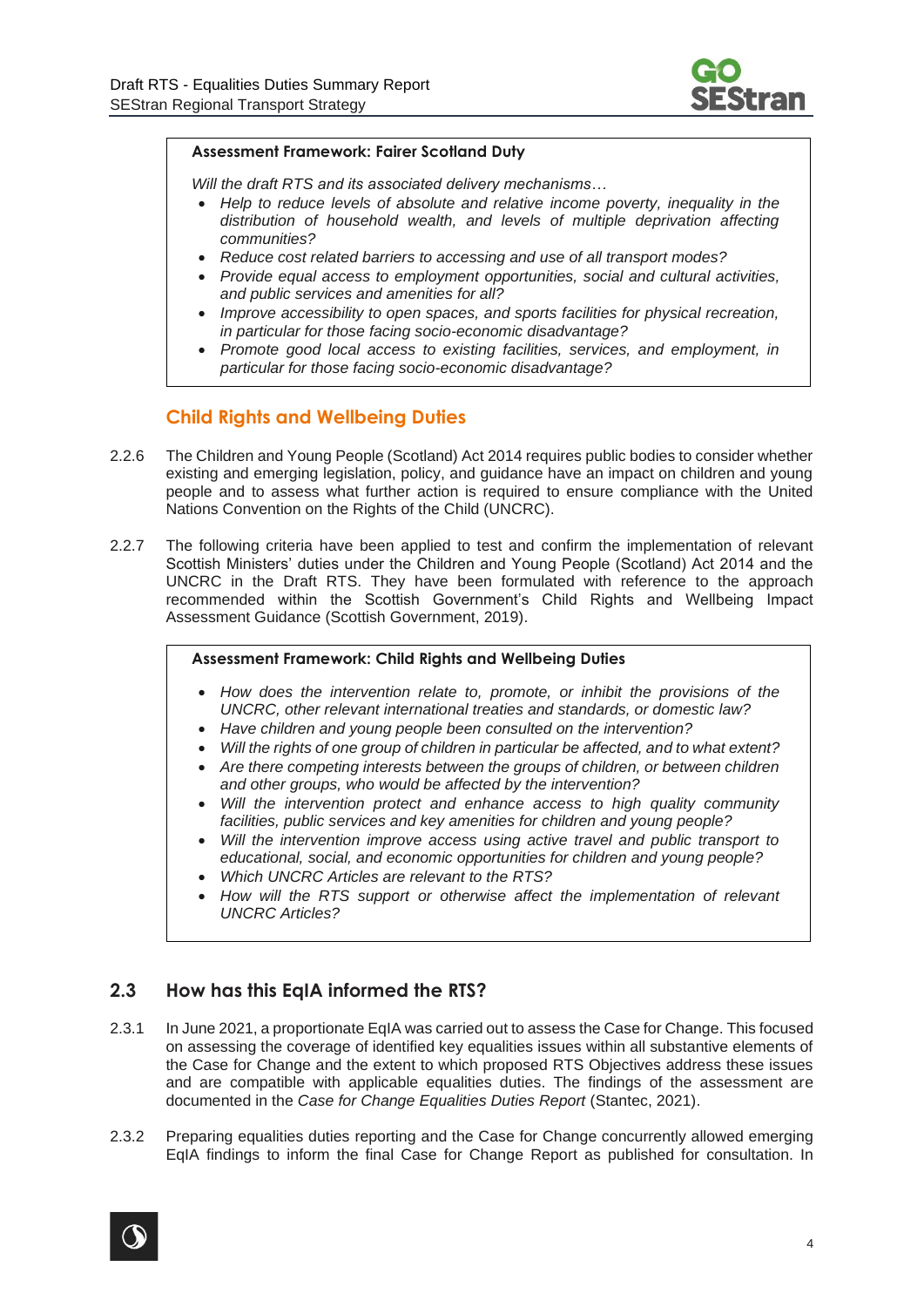**Assessment Framework: Fairer Scotland Duty**

*Will the draft RTS and its associated delivery mechanisms…*

- *Help to reduce levels of absolute and relative income poverty, inequality in the distribution of household wealth, and levels of multiple deprivation affecting communities?*
- *Reduce cost related barriers to accessing and use of all transport modes?*
- *Provide equal access to employment opportunities, social and cultural activities, and public services and amenities for all?*
- *Improve accessibility to open spaces, and sports facilities for physical recreation, in particular for those facing socio-economic disadvantage?*
- *Promote good local access to existing facilities, services, and employment, in particular for those facing socio-economic disadvantage?*

### Child Rights and Wellbeing Duties

2.2.6 The Children and Young People (Scotland) Act 2014 requires public bodies to consider whether existing and emerging legislation, policy, and guidance have an impact on children and young people and to assess what further action is required to ensure compliance with the United Nations Convention on the Rights of the Child (UNCRC).

2.2.7 The following criteria have been applied to test and confirm the implementation of relevant Scottish Ministers' duties under the Children and Young People (Scotland) Act 2014 and the UNCRC in the Draft RTS. They have been formulated with reference to the approach recommended within the Scottish Government's Child Rights and Wellbeing Impact Assessment Guidance (Scottish Government, 2019).

**Assessment Framework: Child Rights and Wellbeing Duties**

- *How does the intervention relate to, promote, or inhibit the provisions of the UNCRC, other relevant international treaties and standards, or domestic law?*
- *Have children and young people been consulted on the intervention?*
- *Will the rights of one group of children in particular be affected, and to what extent?*
- *Are there competing interests between the groups of children, or between children and other groups, who would be affected by the intervention?*
- *Will the intervention protect and enhance access to high quality community facilities, public services and key amenities for children and young people?*
- *Will the intervention improve access using active travel and public transport to educational, social, and economic opportunities for children and young people?*
- *Which UNCRC Articles are relevant to the RTS?*
- *How will the RTS support or otherwise affect the implementation of relevant UNCRC Articles?*

## 2.3 How has this EqIA informed the RTS?

2.3.1 In June 2021, a proportionate EqIA was carried out to assess the Case for Change. This focused on assessing the coverage of identified key equalities issues within all substantive elements of the Case for Change and the extent to which proposed RTS Objectives address these issues and are compatible with applicable equalities duties. The findings of the assessment are documented in the *Case for Change Equalities Duties Report* (Stantec, 2021).

2.3.2 Preparing equalities duties reporting and the Case for Change concurrently allowed emerging EqIA findings to inform the final Case for Change Report as published for consultation. In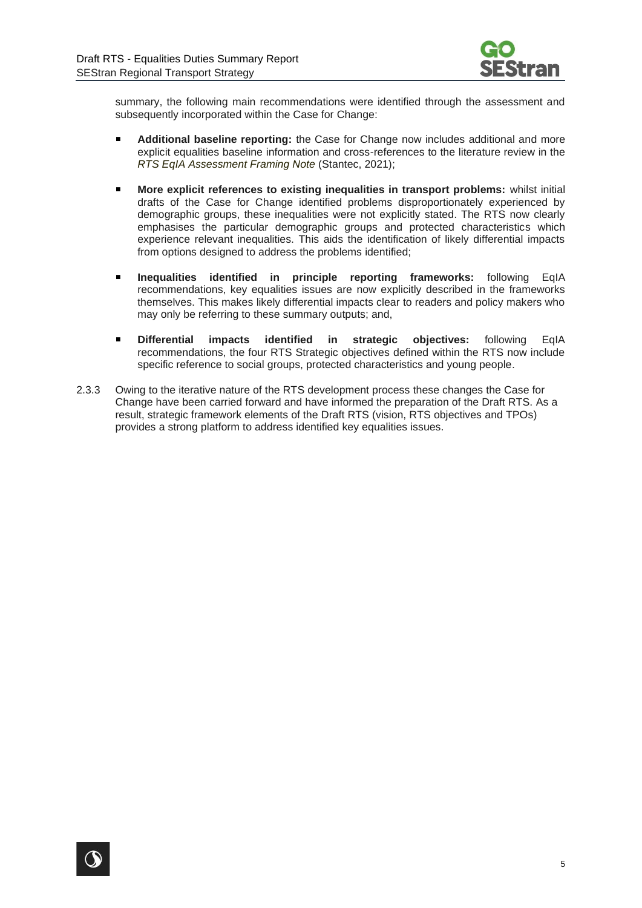summary, the following main recommendations were identified through the assessment and subsequently incorporated within the Case for Change:

- **Additional baseline reporting:** the Case for Change now includes additional and more explicit equalities baseline information and cross-references to the literature review in the *RTS EqIA Assessment Framing Note* (Stantec, 2021);
- **More explicit references to existing inequalities in transport problems:** whilst initial drafts of the Case for Change identified problems disproportionately experienced by demographic groups, these inequalities were not explicitly stated. The RTS now clearly emphasises the particular demographic groups and protected characteristics which experience relevant inequalities. This aids the identification of likely differential impacts from options designed to address the problems identified;
- **Inequalities identified in principle reporting frameworks:** following EqIA recommendations, key equalities issues are now explicitly described in the frameworks themselves. This makes likely differential impacts clear to readers and policy makers who may only be referring to these summary outputs; and,
- **Differential impacts identified in strategic objectives:** following EqIA recommendations, the four RTS Strategic objectives defined within the RTS now include specific reference to social groups, protected characteristics and young people.

2.3.3 Owing to the iterative nature of the RTS development process these changes the Case for Change have been carried forward and have informed the preparation of the Draft RTS. As a result, strategic framework elements of the Draft RTS (vision, RTS objectives and TPOs) provides a strong platform to address identified key equalities issues.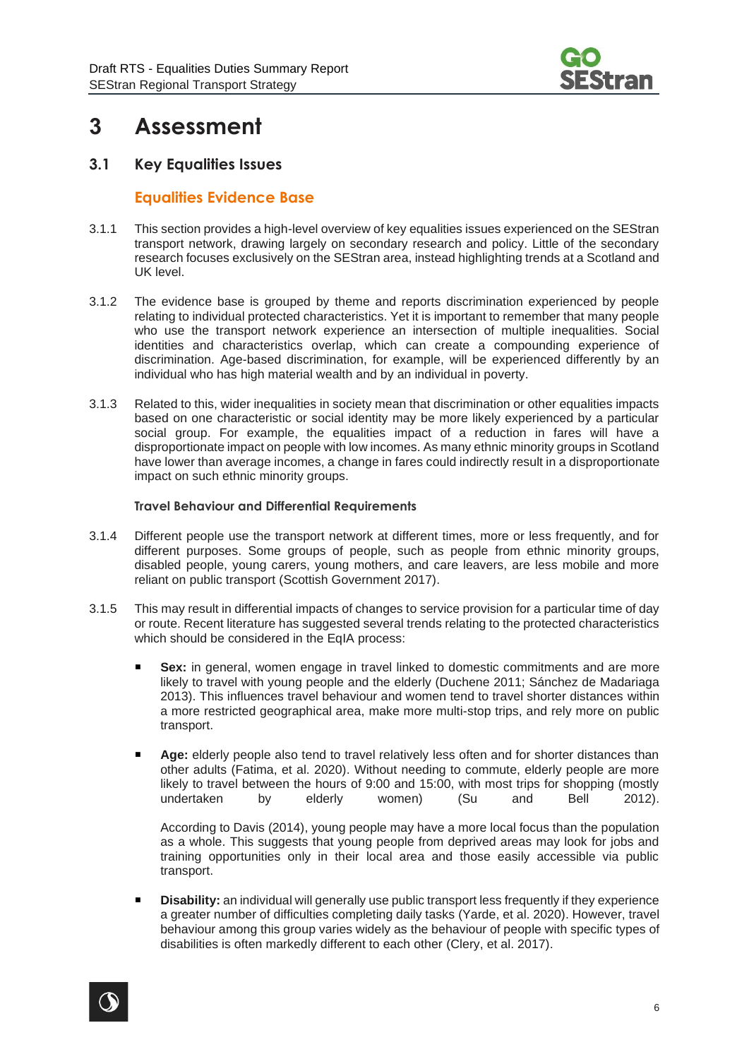# 3 Assessment

## 3.1 Key Equalities Issues

### Equalities Evidence Base

3.1.1 This section provides a high-level overview of key equalities issues experienced on the SEStran transport network, drawing largely on secondary research and policy. Little of the secondary research focuses exclusively on the SEStran area, instead highlighting trends at a Scotland and UK level.

3.1.2 The evidence base is grouped by theme and reports discrimination experienced by people relating to individual protected characteristics. Yet it is important to remember that many people who use the transport network experience an intersection of multiple inequalities. Social identities and characteristics overlap, which can create a compounding experience of discrimination. Age-based discrimination, for example, will be experienced differently by an individual who has high material wealth and by an individual in poverty.

3.1.3 Related to this, wider inequalities in society mean that discrimination or other equalities impacts based on one characteristic or social identity may be more likely experienced by a particular social group. For example, the equalities impact of a reduction in fares will have a disproportionate impact on people with low incomes. As many ethnic minority groups in Scotland have lower than average incomes, a change in fares could indirectly result in a disproportionate impact on such ethnic minority groups.

#### Travel Behaviour and Differential Requirements

3.1.4 Different people use the transport network at different times, more or less frequently, and for different purposes. Some groups of people, such as people from ethnic minority groups, disabled people, young carers, young mothers, and care leavers, are less mobile and more reliant on public transport (Scottish Government 2017).

3.1.5 This may result in differential impacts of changes to service provision for a particular time of day or route. Recent literature has suggested several trends relating to the protected characteristics which should be considered in the EqIA process:

- **Sex:** in general, women engage in travel linked to domestic commitments and are more likely to travel with young people and the elderly (Duchene 2011; Sánchez de Madariaga 2013). This influences travel behaviour and women tend to travel shorter distances within a more restricted geographical area, make more multi-stop trips, and rely more on public transport.

- **Age:** elderly people also tend to travel relatively less often and for shorter distances than other adults (Fatima, et al. 2020). Without needing to commute, elderly people are more likely to travel between the hours of 9:00 and 15:00, with most trips for shopping (mostly undertaken by elderly women) (Su and Bell 2012).

  According to Davis (2014), young people may have a more local focus than the population as a whole. This suggests that young people from deprived areas may look for jobs and training opportunities only in their local area and those easily accessible via public transport.

- **Disability:** an individual will generally use public transport less frequently if they experience a greater number of difficulties completing daily tasks (Yarde, et al. 2020). However, travel behaviour among this group varies widely as the behaviour of people with specific types of disabilities is often markedly different to each other (Clery, et al. 2017).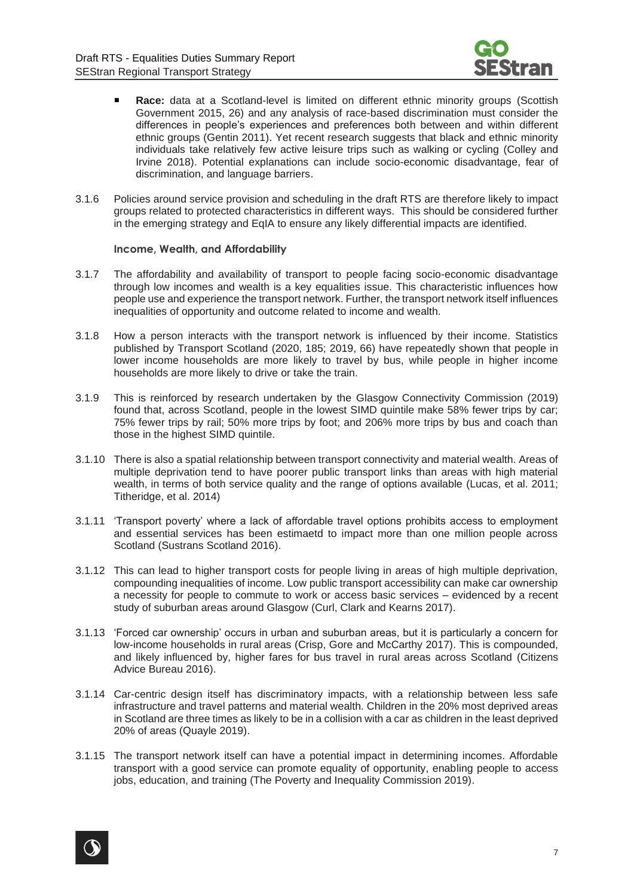- **Race:** data at a Scotland-level is limited on different ethnic minority groups (Scottish Government 2015, 26) and any analysis of race-based discrimination must consider the differences in people's experiences and preferences both between and within different ethnic groups (Gentin 2011). Yet recent research suggests that black and ethnic minority individuals take relatively few active leisure trips such as walking or cycling (Colley and Irvine 2018). Potential explanations can include socio-economic disadvantage, fear of discrimination, and language barriers.

3.1.6 Policies around service provision and scheduling in the draft RTS are therefore likely to impact groups related to protected characteristics in different ways. This should be considered further in the emerging strategy and EqIA to ensure any likely differential impacts are identified.

### Income, Wealth, and Affordability

3.1.7 The affordability and availability of transport to people facing socio-economic disadvantage through low incomes and wealth is a key equalities issue. This characteristic influences how people use and experience the transport network. Further, the transport network itself influences inequalities of opportunity and outcome related to income and wealth.

3.1.8 How a person interacts with the transport network is influenced by their income. Statistics published by Transport Scotland (2020, 185; 2019, 66) have repeatedly shown that people in lower income households are more likely to travel by bus, while people in higher income households are more likely to drive or take the train.

3.1.9 This is reinforced by research undertaken by the Glasgow Connectivity Commission (2019) found that, across Scotland, people in the lowest SIMD quintile make 58% fewer trips by car; 75% fewer trips by rail; 50% more trips by foot; and 206% more trips by bus and coach than those in the highest SIMD quintile.

3.1.10 There is also a spatial relationship between transport connectivity and material wealth. Areas of multiple deprivation tend to have poorer public transport links than areas with high material wealth, in terms of both service quality and the range of options available (Lucas, et al. 2011; Titheridge, et al. 2014)

3.1.11 'Transport poverty' where a lack of affordable travel options prohibits access to employment and essential services has been estimaetd to impact more than one million people across Scotland (Sustrans Scotland 2016).

3.1.12 This can lead to higher transport costs for people living in areas of high multiple deprivation, compounding inequalities of income. Low public transport accessibility can make car ownership a necessity for people to commute to work or access basic services – evidenced by a recent study of suburban areas around Glasgow (Curl, Clark and Kearns 2017).

3.1.13 'Forced car ownership' occurs in urban and suburban areas, but it is particularly a concern for low-income households in rural areas (Crisp, Gore and McCarthy 2017). This is compounded, and likely influenced by, higher fares for bus travel in rural areas across Scotland (Citizens Advice Bureau 2016).

3.1.14 Car-centric design itself has discriminatory impacts, with a relationship between less safe infrastructure and travel patterns and material wealth. Children in the 20% most deprived areas in Scotland are three times as likely to be in a collision with a car as children in the least deprived 20% of areas (Quayle 2019).

3.1.15 The transport network itself can have a potential impact in determining incomes. Affordable transport with a good service can promote equality of opportunity, enabling people to access jobs, education, and training (The Poverty and Inequality Commission 2019).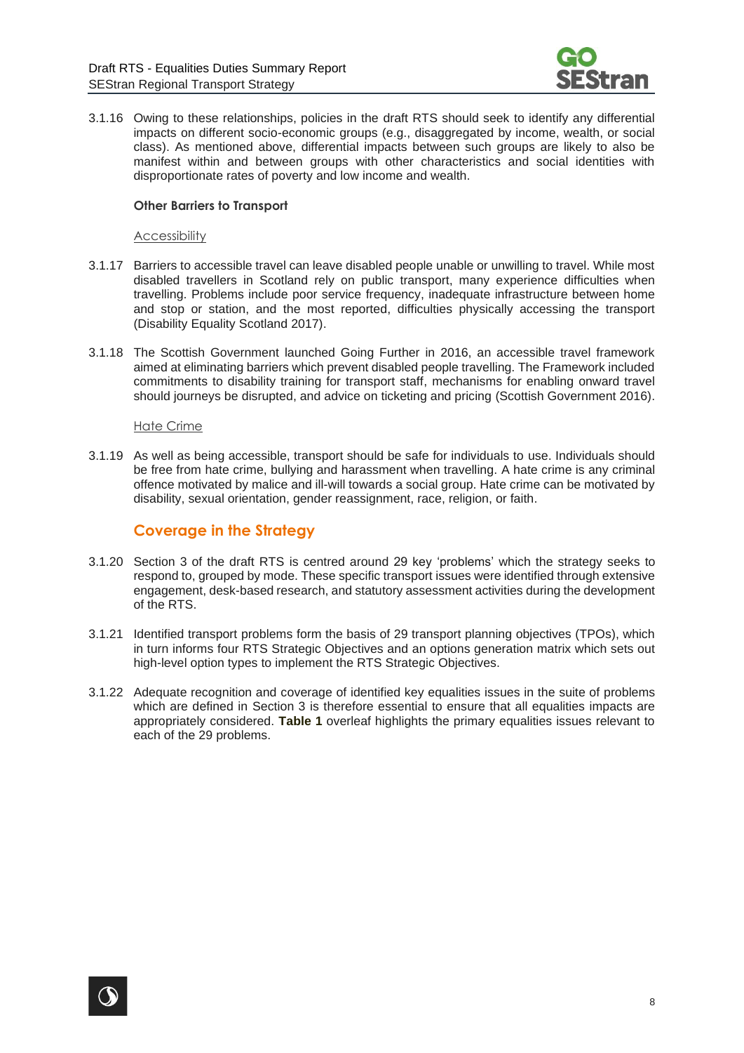3.1.16 Owing to these relationships, policies in the draft RTS should seek to identify any differential impacts on different socio-economic groups (e.g., disaggregated by income, wealth, or social class). As mentioned above, differential impacts between such groups are likely to also be manifest within and between groups with other characteristics and social identities with disproportionate rates of poverty and low income and wealth.

**Other Barriers to Transport**

Accessibility

3.1.17 Barriers to accessible travel can leave disabled people unable or unwilling to travel. While most disabled travellers in Scotland rely on public transport, many experience difficulties when travelling. Problems include poor service frequency, inadequate infrastructure between home and stop or station, and the most reported, difficulties physically accessing the transport (Disability Equality Scotland 2017).

3.1.18 The Scottish Government launched Going Further in 2016, an accessible travel framework aimed at eliminating barriers which prevent disabled people travelling. The Framework included commitments to disability training for transport staff, mechanisms for enabling onward travel should journeys be disrupted, and advice on ticketing and pricing (Scottish Government 2016).

Hate Crime

3.1.19 As well as being accessible, transport should be safe for individuals to use. Individuals should be free from hate crime, bullying and harassment when travelling. A hate crime is any criminal offence motivated by malice and ill-will towards a social group. Hate crime can be motivated by disability, sexual orientation, gender reassignment, race, religion, or faith.

## Coverage in the Strategy

3.1.20 Section 3 of the draft RTS is centred around 29 key 'problems' which the strategy seeks to respond to, grouped by mode. These specific transport issues were identified through extensive engagement, desk-based research, and statutory assessment activities during the development of the RTS.

3.1.21 Identified transport problems form the basis of 29 transport planning objectives (TPOs), which in turn informs four RTS Strategic Objectives and an options generation matrix which sets out high-level option types to implement the RTS Strategic Objectives.

3.1.22 Adequate recognition and coverage of identified key equalities issues in the suite of problems which are defined in Section 3 is therefore essential to ensure that all equalities impacts are appropriately considered. **Table 1** overleaf highlights the primary equalities issues relevant to each of the 29 problems.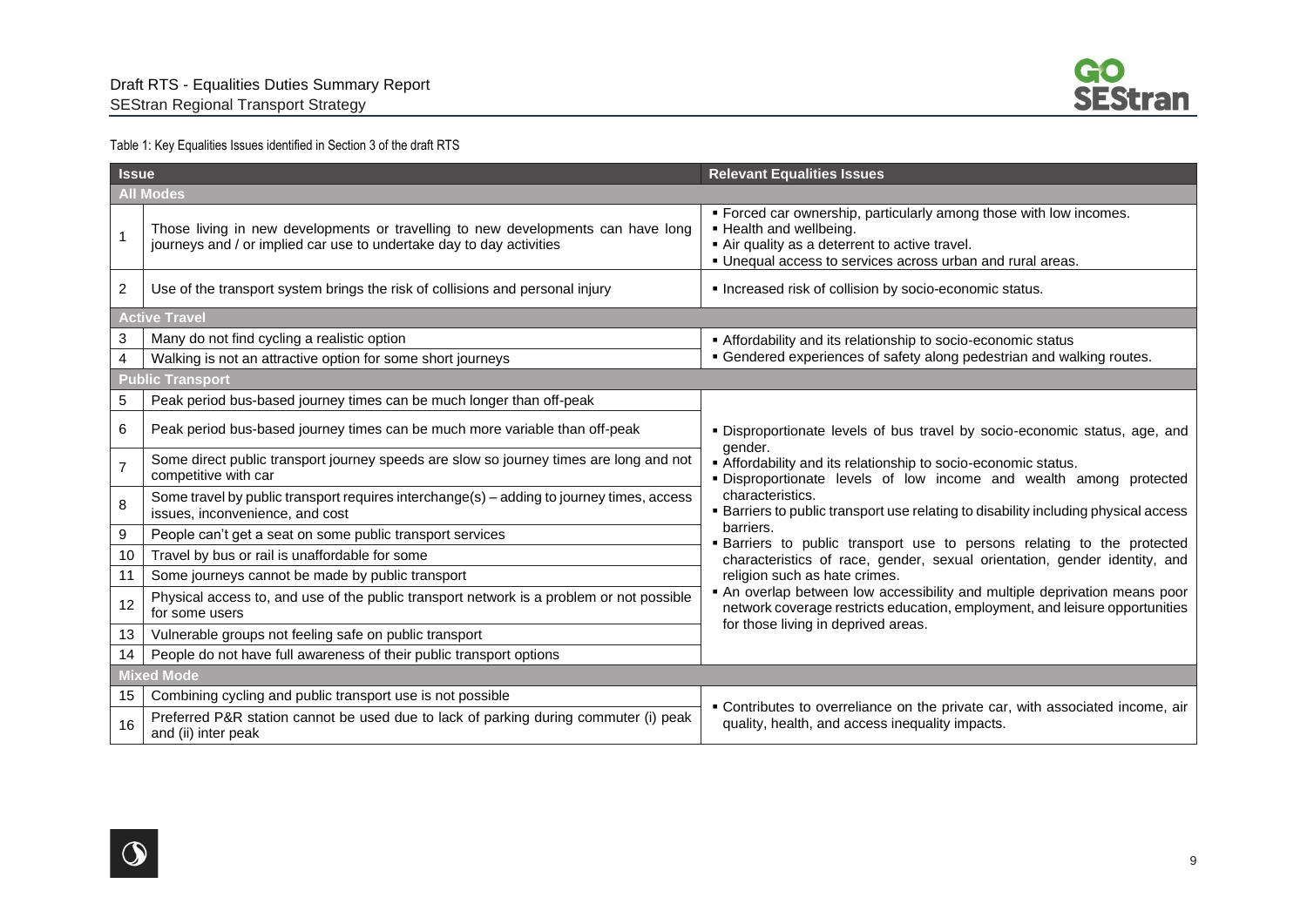Table 1: Key Equalities Issues identified in Section 3 of the draft RTS

| Issue | | Relevant Equalities Issues |
|---|---|---|
| **All Modes** | | |
| 1 | Those living in new developments or travelling to new developments can have long journeys and / or implied car use to undertake day to day activities | ▪ Forced car ownership, particularly among those with low incomes.<br>▪ Health and wellbeing.<br>▪ Air quality as a deterrent to active travel.<br>▪ Unequal access to services across urban and rural areas. |
| 2 | Use of the transport system brings the risk of collisions and personal injury | ▪ Increased risk of collision by socio-economic status. |
| **Active Travel** | | |
| 3 | Many do not find cycling a realistic option | ▪ Affordability and its relationship to socio-economic status<br>▪ Gendered experiences of safety along pedestrian and walking routes. |
| 4 | Walking is not an attractive option for some short journeys | |
| **Public Transport** | | |
| 5 | Peak period bus-based journey times can be much longer than off-peak | ▪ Disproportionate levels of bus travel by socio-economic status, age, and gender.<br>▪ Affordability and its relationship to socio-economic status.<br>▪ Disproportionate levels of low income and wealth among protected characteristics.<br>▪ Barriers to public transport use relating to disability including physical access barriers.<br>▪ Barriers to public transport use to persons relating to the protected characteristics of race, gender, sexual orientation, gender identity, and religion such as hate crimes.<br>▪ An overlap between low accessibility and multiple deprivation means poor network coverage restricts education, employment, and leisure opportunities for those living in deprived areas. |
| 6 | Peak period bus-based journey times can be much more variable than off-peak | |
| 7 | Some direct public transport journey speeds are slow so journey times are long and not competitive with car | |
| 8 | Some travel by public transport requires interchange(s) – adding to journey times, access issues, inconvenience, and cost | |
| 9 | People can't get a seat on some public transport services | |
| 10 | Travel by bus or rail is unaffordable for some | |
| 11 | Some journeys cannot be made by public transport | |
| 12 | Physical access to, and use of the public transport network is a problem or not possible for some users | |
| 13 | Vulnerable groups not feeling safe on public transport | |
| 14 | People do not have full awareness of their public transport options | |
| **Mixed Mode** | | |
| 15 | Combining cycling and public transport use is not possible | ▪ Contributes to overreliance on the private car, with associated income, air quality, health, and access inequality impacts. |
| 16 | Preferred P&R station cannot be used due to lack of parking during commuter (i) peak and (ii) inter peak | |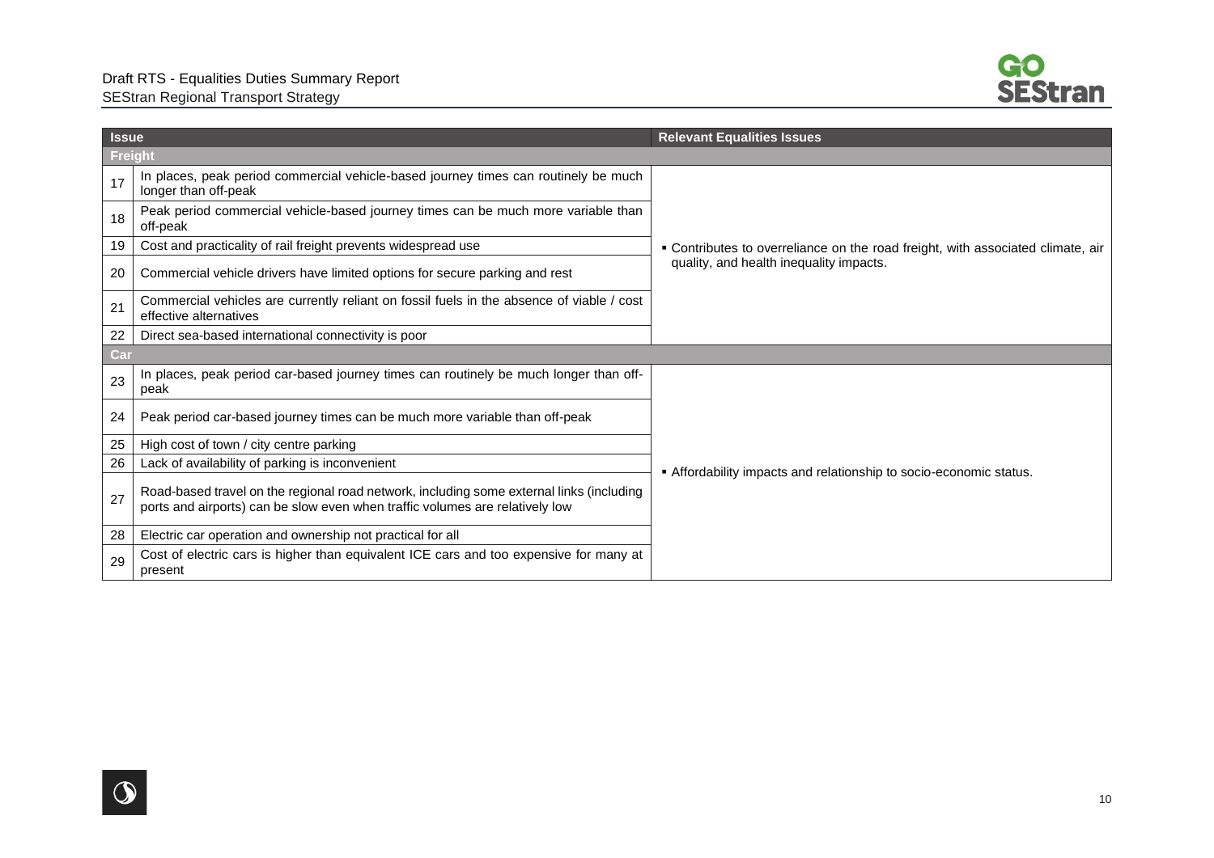| Issue | | Relevant Equalities Issues |
|---|---|---|
| **Freight** | | |
| 17 | In places, peak period commercial vehicle-based journey times can routinely be much longer than off-peak | ▪ Contributes to overreliance on the road freight, with associated climate, air quality, and health inequality impacts. |
| 18 | Peak period commercial vehicle-based journey times can be much more variable than off-peak | |
| 19 | Cost and practicality of rail freight prevents widespread use | |
| 20 | Commercial vehicle drivers have limited options for secure parking and rest | |
| 21 | Commercial vehicles are currently reliant on fossil fuels in the absence of viable / cost effective alternatives | |
| 22 | Direct sea-based international connectivity is poor | |
| **Car** | | |
| 23 | In places, peak period car-based journey times can routinely be much longer than off-peak | ▪ Affordability impacts and relationship to socio-economic status. |
| 24 | Peak period car-based journey times can be much more variable than off-peak | |
| 25 | High cost of town / city centre parking | |
| 26 | Lack of availability of parking is inconvenient | |
| 27 | Road-based travel on the regional road network, including some external links (including ports and airports) can be slow even when traffic volumes are relatively low | |
| 28 | Electric car operation and ownership not practical for all | |
| 29 | Cost of electric cars is higher than equivalent ICE cars and too expensive for many at present | |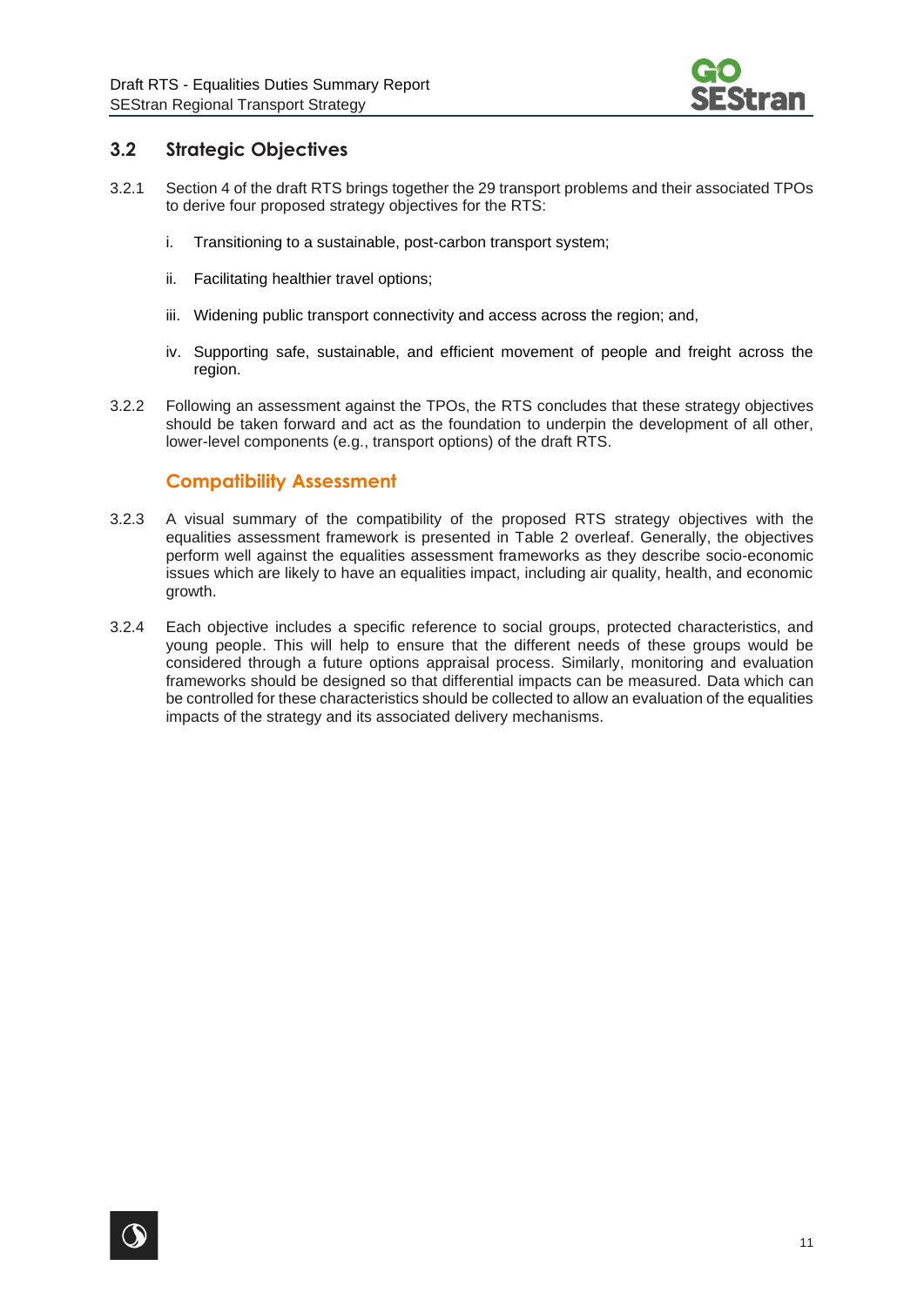## 3.2 Strategic Objectives

3.2.1 Section 4 of the draft RTS brings together the 29 transport problems and their associated TPOs to derive four proposed strategy objectives for the RTS:

i. Transitioning to a sustainable, post-carbon transport system;

ii. Facilitating healthier travel options;

iii. Widening public transport connectivity and access across the region; and,

iv. Supporting safe, sustainable, and efficient movement of people and freight across the region.

3.2.2 Following an assessment against the TPOs, the RTS concludes that these strategy objectives should be taken forward and act as the foundation to underpin the development of all other, lower-level components (e.g., transport options) of the draft RTS.

### Compatibility Assessment

3.2.3 A visual summary of the compatibility of the proposed RTS strategy objectives with the equalities assessment framework is presented in Table 2 overleaf. Generally, the objectives perform well against the equalities assessment frameworks as they describe socio-economic issues which are likely to have an equalities impact, including air quality, health, and economic growth.

3.2.4 Each objective includes a specific reference to social groups, protected characteristics, and young people. This will help to ensure that the different needs of these groups would be considered through a future options appraisal process. Similarly, monitoring and evaluation frameworks should be designed so that differential impacts can be measured. Data which can be controlled for these characteristics should be collected to allow an evaluation of the equalities impacts of the strategy and its associated delivery mechanisms.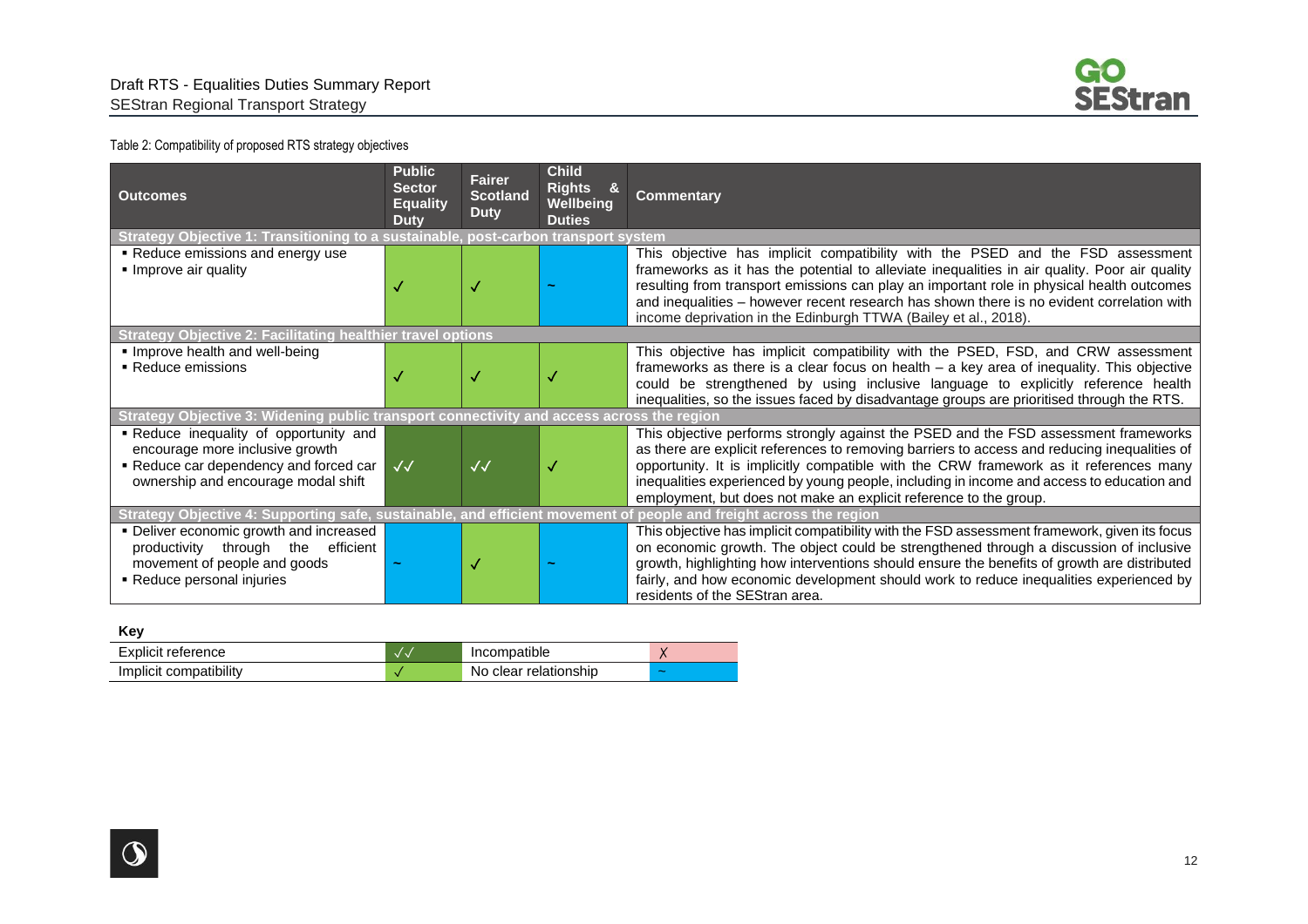Table 2: Compatibility of proposed RTS strategy objectives

| Outcomes | Public Sector Equality Duty | Fairer Scotland Duty | Child Rights & Wellbeing Duties | Commentary |
|---|---|---|---|---|
| **Strategy Objective 1: Transitioning to a sustainable, post-carbon transport system** | | | | |
| ▪ Reduce emissions and energy use<br>▪ Improve air quality | ✓ | ✓ | ~ | This objective has implicit compatibility with the PSED and the FSD assessment frameworks as it has the potential to alleviate inequalities in air quality. Poor air quality resulting from transport emissions can play an important role in physical health outcomes and inequalities – however recent research has shown there is no evident correlation with income deprivation in the Edinburgh TTWA (Bailey et al., 2018). |
| **Strategy Objective 2: Facilitating healthier travel options** | | | | |
| ▪ Improve health and well-being<br>▪ Reduce emissions | ✓ | ✓ | ✓ | This objective has implicit compatibility with the PSED, FSD, and CRW assessment frameworks as there is a clear focus on health – a key area of inequality. This objective could be strengthened by using inclusive language to explicitly reference health inequalities, so the issues faced by disadvantage groups are prioritised through the RTS. |
| **Strategy Objective 3: Widening public transport connectivity and access across the region** | | | | |
| ▪ Reduce inequality of opportunity and encourage more inclusive growth<br>▪ Reduce car dependency and forced car ownership and encourage modal shift | ✓✓ | ✓✓ | ✓ | This objective performs strongly against the PSED and the FSD assessment frameworks as there are explicit references to removing barriers to access and reducing inequalities of opportunity. It is implicitly compatible with the CRW framework as it references many inequalities experienced by young people, including in income and access to education and employment, but does not make an explicit reference to the group. |
| **Strategy Objective 4: Supporting safe, sustainable, and efficient movement of people and freight across the region** | | | | |
| ▪ Deliver economic growth and increased productivity through the efficient movement of people and goods<br>▪ Reduce personal injuries | ~ | ✓ | ~ | This objective has implicit compatibility with the FSD assessment framework, given its focus on economic growth. The object could be strengthened through a discussion of inclusive growth, highlighting how interventions should ensure the benefits of growth are distributed fairly, and how economic development should work to reduce inequalities experienced by residents of the SEStran area. |

**Key**

| | | | |
|---|---|---|---|
| Explicit reference | ✓✓ | Incompatible | ✗ |
| Implicit compatibility | ✓ | No clear relationship | ~ |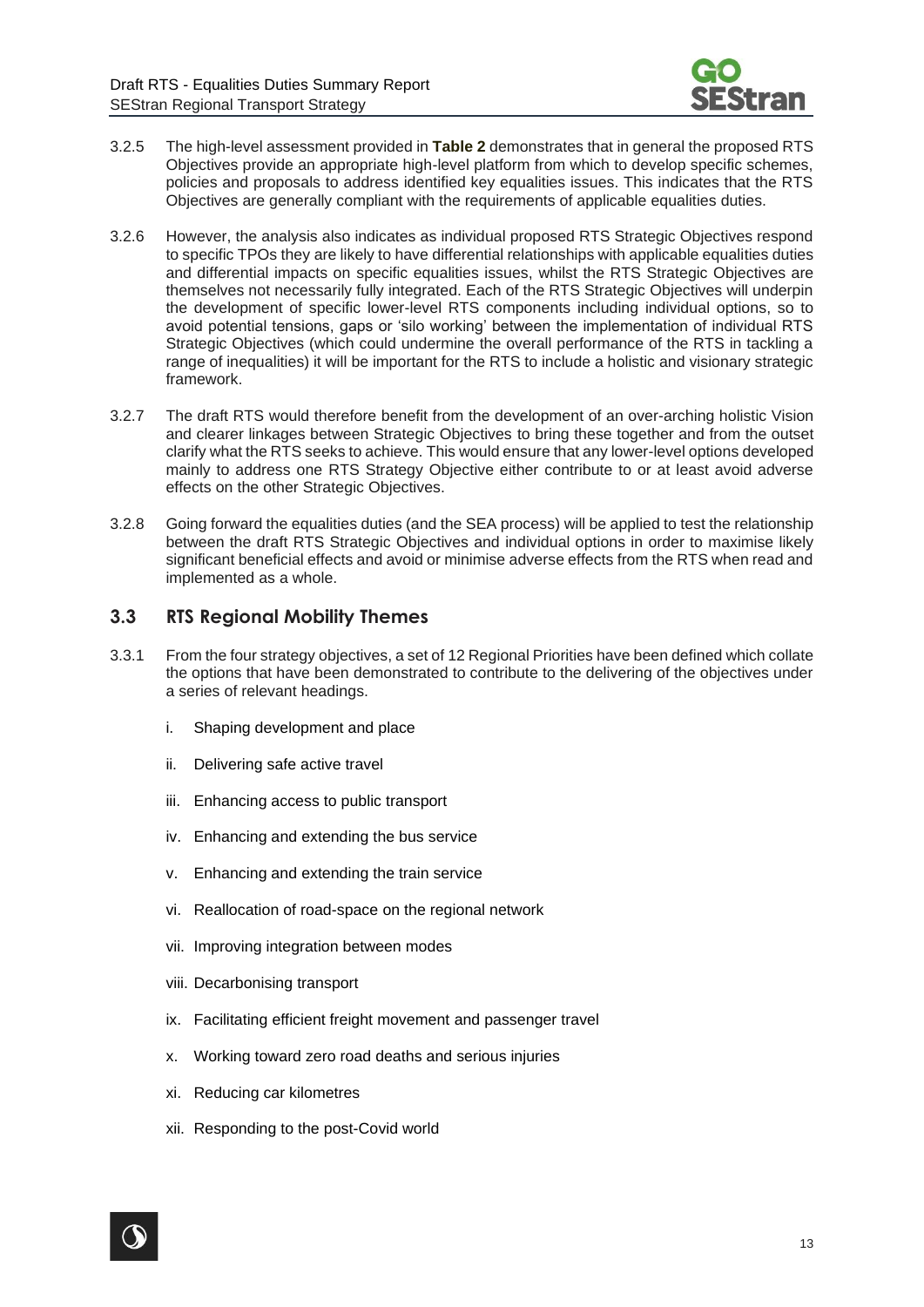3.2.5 The high-level assessment provided in **Table 2** demonstrates that in general the proposed RTS Objectives provide an appropriate high-level platform from which to develop specific schemes, policies and proposals to address identified key equalities issues. This indicates that the RTS Objectives are generally compliant with the requirements of applicable equalities duties.

3.2.6 However, the analysis also indicates as individual proposed RTS Strategic Objectives respond to specific TPOs they are likely to have differential relationships with applicable equalities duties and differential impacts on specific equalities issues, whilst the RTS Strategic Objectives are themselves not necessarily fully integrated. Each of the RTS Strategic Objectives will underpin the development of specific lower-level RTS components including individual options, so to avoid potential tensions, gaps or 'silo working' between the implementation of individual RTS Strategic Objectives (which could undermine the overall performance of the RTS in tackling a range of inequalities) it will be important for the RTS to include a holistic and visionary strategic framework.

3.2.7 The draft RTS would therefore benefit from the development of an over-arching holistic Vision and clearer linkages between Strategic Objectives to bring these together and from the outset clarify what the RTS seeks to achieve. This would ensure that any lower-level options developed mainly to address one RTS Strategy Objective either contribute to or at least avoid adverse effects on the other Strategic Objectives.

3.2.8 Going forward the equalities duties (and the SEA process) will be applied to test the relationship between the draft RTS Strategic Objectives and individual options in order to maximise likely significant beneficial effects and avoid or minimise adverse effects from the RTS when read and implemented as a whole.

## 3.3 RTS Regional Mobility Themes

3.3.1 From the four strategy objectives, a set of 12 Regional Priorities have been defined which collate the options that have been demonstrated to contribute to the delivering of the objectives under a series of relevant headings.

i. Shaping development and place

ii. Delivering safe active travel

iii. Enhancing access to public transport

iv. Enhancing and extending the bus service

v. Enhancing and extending the train service

vi. Reallocation of road-space on the regional network

vii. Improving integration between modes

viii. Decarbonising transport

ix. Facilitating efficient freight movement and passenger travel

x. Working toward zero road deaths and serious injuries

xi. Reducing car kilometres

xii. Responding to the post-Covid world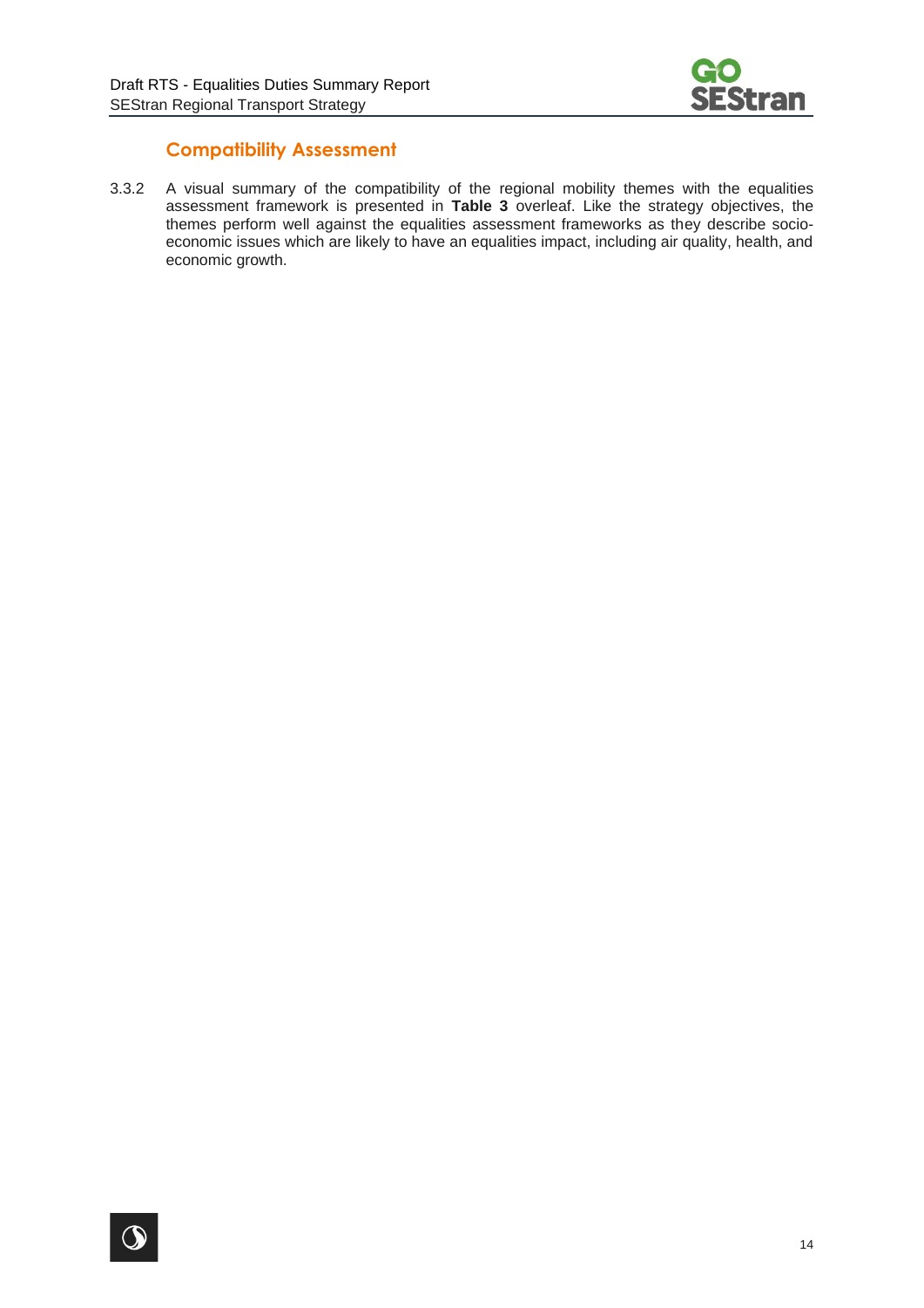### Compatibility Assessment

3.3.2 A visual summary of the compatibility of the regional mobility themes with the equalities assessment framework is presented in **Table 3** overleaf. Like the strategy objectives, the themes perform well against the equalities assessment frameworks as they describe socio-economic issues which are likely to have an equalities impact, including air quality, health, and economic growth.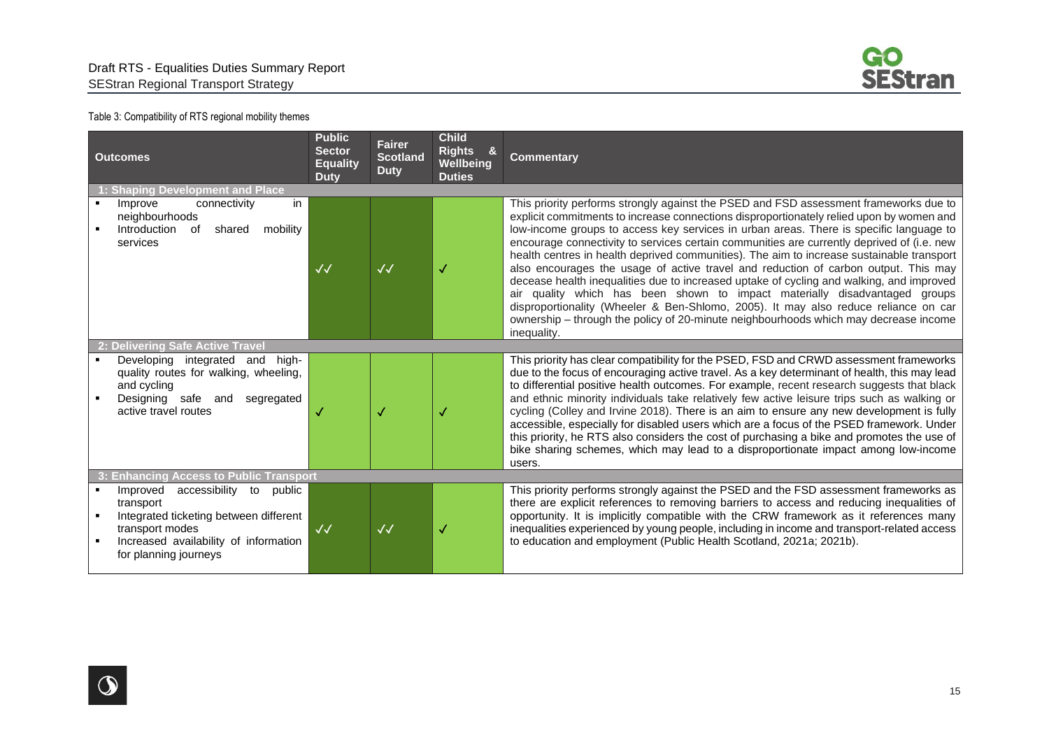Table 3: Compatibility of RTS regional mobility themes

| Outcomes | Public Sector Equality Duty | Fairer Scotland Duty | Child Rights & Wellbeing Duties | Commentary |
| --- | --- | --- | --- | --- |
| **1: Shaping Development and Place** | | | | |
| ▪ Improve connectivity in neighbourhoods<br>▪ Introduction of shared mobility services | ✓✓ | ✓✓ | ✓ | This priority performs strongly against the PSED and FSD assessment frameworks due to explicit commitments to increase connections disproportionately relied upon by women and low-income groups to access key services in urban areas. There is specific language to encourage connectivity to services certain communities are currently deprived of (i.e. new health centres in health deprived communities). The aim to increase sustainable transport also encourages the usage of active travel and reduction of carbon output. This may decease health inequalities due to increased uptake of cycling and walking, and improved air quality which has been shown to impact materially disadvantaged groups disproportionality (Wheeler & Ben-Shlomo, 2005). It may also reduce reliance on car ownership – through the policy of 20-minute neighbourhoods which may decrease income inequality. |
| **2: Delivering Safe Active Travel** | | | | |
| ▪ Developing integrated and high-quality routes for walking, wheeling, and cycling<br>▪ Designing safe and segregated active travel routes | ✓ | ✓ | ✓ | This priority has clear compatibility for the PSED, FSD and CRWD assessment frameworks due to the focus of encouraging active travel. As a key determinant of health, this may lead to differential positive health outcomes. For example, recent research suggests that black and ethnic minority individuals take relatively few active leisure trips such as walking or cycling (Colley and Irvine 2018). There is an aim to ensure any new development is fully accessible, especially for disabled users which are a focus of the PSED framework. Under this priority, he RTS also considers the cost of purchasing a bike and promotes the use of bike sharing schemes, which may lead to a disproportionate impact among low-income users. |
| **3: Enhancing Access to Public Transport** | | | | |
| ▪ Improved accessibility to public transport<br>▪ Integrated ticketing between different transport modes<br>▪ Increased availability of information for planning journeys | ✓✓ | ✓✓ | ✓ | This priority performs strongly against the PSED and the FSD assessment frameworks as there are explicit references to removing barriers to access and reducing inequalities of opportunity. It is implicitly compatible with the CRW framework as it references many inequalities experienced by young people, including in income and transport-related access to education and employment (Public Health Scotland, 2021a; 2021b). |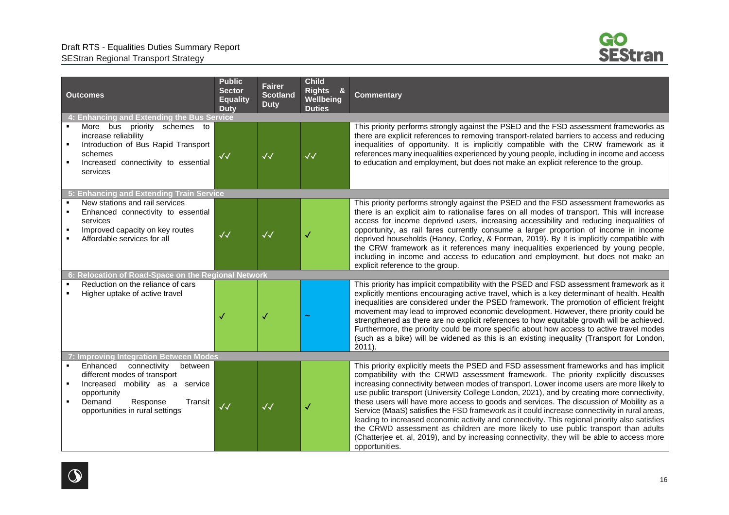| Outcomes | Public Sector Equality Duty | Fairer Scotland Duty | Child Rights & Wellbeing Duties | Commentary |
|---|---|---|---|---|
| **4: Enhancing and Extending the Bus Service** | | | | |
| ▪ More bus priority schemes to increase reliability<br>▪ Introduction of Bus Rapid Transport schemes<br>▪ Increased connectivity to essential services | ✓✓ | ✓✓ | ✓✓ | This priority performs strongly against the PSED and the FSD assessment frameworks as there are explicit references to removing transport-related barriers to access and reducing inequalities of opportunity. It is implicitly compatible with the CRW framework as it references many inequalities experienced by young people, including in income and access to education and employment, but does not make an explicit reference to the group. |
| **5: Enhancing and Extending Train Service** | | | | |
| ▪ New stations and rail services<br>▪ Enhanced connectivity to essential services<br>▪ Improved capacity on key routes<br>▪ Affordable services for all | ✓✓ | ✓✓ | ✓ | This priority performs strongly against the PSED and the FSD assessment frameworks as there is an explicit aim to rationalise fares on all modes of transport. This will increase access for income deprived users, increasing accessibility and reducing inequalities of opportunity, as rail fares currently consume a larger proportion of income in income deprived households (Haney, Corley, & Forman, 2019). By It is implicitly compatible with the CRW framework as it references many inequalities experienced by young people, including in income and access to education and employment, but does not make an explicit reference to the group. |
| **6: Relocation of Road-Space on the Regional Network** | | | | |
| ▪ Reduction on the reliance of cars<br>▪ Higher uptake of active travel | ✓ | ✓ | ~ | This priority has implicit compatibility with the PSED and FSD assessment framework as it explicitly mentions encouraging active travel, which is a key determinant of health. Health inequalities are considered under the PSED framework. The promotion of efficient freight movement may lead to improved economic development. However, there priority could be strengthened as there are no explicit references to how equitable growth will be achieved. Furthermore, the priority could be more specific about how access to active travel modes (such as a bike) will be widened as this is an existing inequality (Transport for London, 2011). |
| **7: Improving Integration Between Modes** | | | | |
| ▪ Enhanced connectivity between different modes of transport<br>▪ Increased mobility as a service opportunity<br>▪ Demand Response Transit opportunities in rural settings | ✓✓ | ✓✓ | ✓ | This priority explicitly meets the PSED and FSD assessment frameworks and has implicit compatibility with the CRWD assessment framework. The priority explicitly discusses increasing connectivity between modes of transport. Lower income users are more likely to use public transport (University College London, 2021), and by creating more connectivity, these users will have more access to goods and services. The discussion of Mobility as a Service (MaaS) satisfies the FSD framework as it could increase connectivity in rural areas, leading to increased economic activity and connectivity. This regional priority also satisfies the CRWD assessment as children are more likely to use public transport than adults (Chatterjee et. al, 2019), and by increasing connectivity, they will be able to access more opportunities. |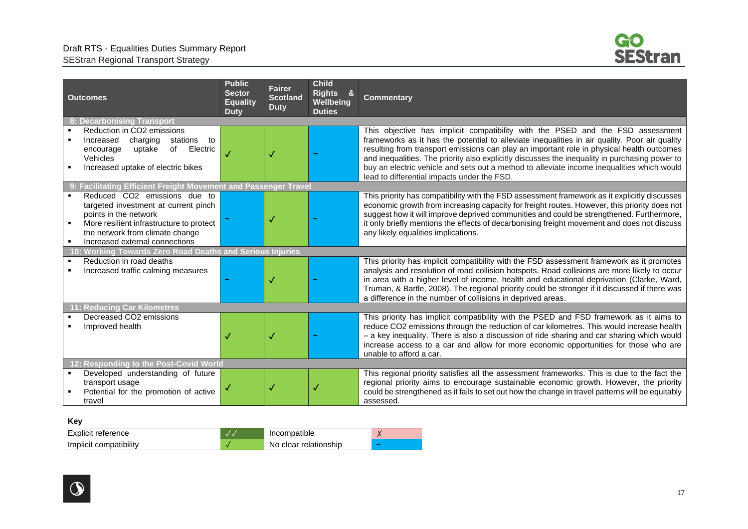| Outcomes | Public Sector Equality Duty | Fairer Scotland Duty | Child Rights & Wellbeing Duties | Commentary |
|---|---|---|---|---|
| **8: Decarbonising Transport** | | | | |
| ▪ Reduction in $CO_2$ emissions<br>▪ Increased charging stations to encourage uptake of Electric Vehicles<br>▪ Increased uptake of electric bikes | ✓ | ✓ | ~ | This objective has implicit compatibility with the PSED and the FSD assessment frameworks as it has the potential to alleviate inequalities in air quality. Poor air quality resulting from transport emissions can play an important role in physical health outcomes and inequalities. The priority also explicitly discusses the inequality in purchasing power to buy an electric vehicle and sets out a method to alleviate income inequalities which would lead to differential impacts under the FSD. |
| **9: Facilitating Efficient Freight Movement and Passenger Travel** | | | | |
| ▪ Reduced $CO_2$ emissions due to targeted investment at current pinch points in the network<br>▪ More resilient infrastructure to protect the network from climate change<br>▪ Increased external connections | ~ | ✓ | ~ | This priority has compatibility with the FSD assessment framework as it explicitly discusses economic growth from increasing capacity for freight routes. However, this priority does not suggest how it will improve deprived communities and could be strengthened. Furthermore, it only briefly mentions the effects of decarbonising freight movement and does not discuss any likely equalities implications. |
| **10: Working Towards Zero Road Deaths and Serious Injuries** | | | | |
| ▪ Reduction in road deaths<br>▪ Increased traffic calming measures | ~ | ✓ | ~ | This priority has implicit compatibility with the FSD assessment framework as it promotes analysis and resolution of road collision hotspots. Road collisions are more likely to occur in area with a higher level of income, health and educational deprivation (Clarke, Ward, Truman, & Bartle, 2008). The regional priority could be stronger if it discussed if there was a difference in the number of collisions in deprived areas. |
| **11: Reducing Car Kilometres** | | | | |
| ▪ Decreased $CO_2$ emissions<br>▪ Improved health | ✓ | ✓ | ~ | This priority has implicit compatibility with the PSED and FSD framework as it aims to reduce $CO_2$ emissions through the reduction of car kilometres. This would increase health – a key inequality. There is also a discussion of ride sharing and car sharing which would increase access to a car and allow for more economic opportunities for those who are unable to afford a car. |
| **12: Responding to the Post-Covid World** | | | | |
| ▪ Developed understanding of future transport usage<br>▪ Potential for the promotion of active travel | ✓ | ✓ | ✓ | This regional priority satisfies all the assessment frameworks. This is due to the fact the regional priority aims to encourage sustainable economic growth. However, the priority could be strengthened as it fails to set out how the change in travel patterns will be equitably assessed. |

**Key**

| | | | |
|---|---|---|---|
| Explicit reference | ✓✓ | Incompatible | X |
| Implicit compatibility | ✓ | No clear relationship | ~ |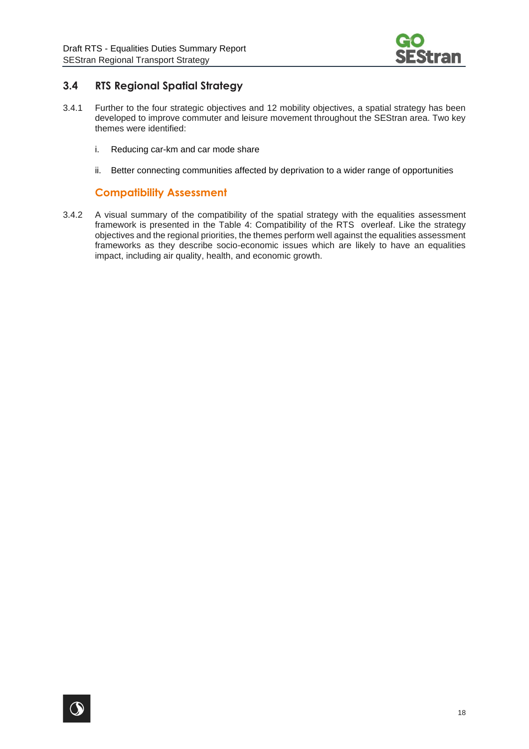## 3.4 RTS Regional Spatial Strategy

3.4.1 Further to the four strategic objectives and 12 mobility objectives, a spatial strategy has been developed to improve commuter and leisure movement throughout the SEStran area. Two key themes were identified:

i. Reducing car-km and car mode share

ii. Better connecting communities affected by deprivation to a wider range of opportunities

### Compatibility Assessment

3.4.2 A visual summary of the compatibility of the spatial strategy with the equalities assessment framework is presented in the Table 4: Compatibility of the RTS overleaf. Like the strategy objectives and the regional priorities, the themes perform well against the equalities assessment frameworks as they describe socio-economic issues which are likely to have an equalities impact, including air quality, health, and economic growth.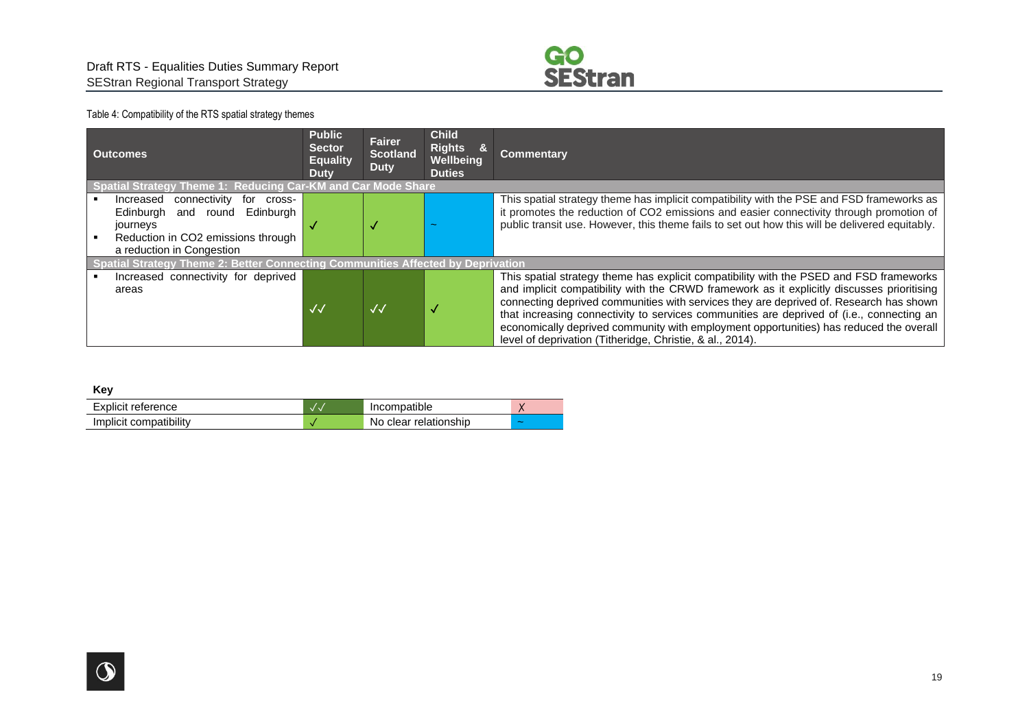Table 4: Compatibility of the RTS spatial strategy themes

| Outcomes | Public Sector Equality Duty | Fairer Scotland Duty | Child Rights & Wellbeing Duties | Commentary |
|---|---|---|---|---|
| **Spatial Strategy Theme 1: Reducing Car-KM and Car Mode Share** | | | | |
| ▪ Increased connectivity for cross-Edinburgh and round Edinburgh journeys<br>▪ Reduction in $CO_2$ emissions through a reduction in Congestion | ✓ | ✓ | ~ | This spatial strategy theme has implicit compatibility with the PSE and FSD frameworks as it promotes the reduction of $CO_2$ emissions and easier connectivity through promotion of public transit use. However, this theme fails to set out how this will be delivered equitably. |
| **Spatial Strategy Theme 2: Better Connecting Communities Affected by Deprivation** | | | | |
| ▪ Increased connectivity for deprived areas | ✓✓ | ✓✓ | ✓ | This spatial strategy theme has explicit compatibility with the PSED and FSD frameworks and implicit compatibility with the CRWD framework as it explicitly discusses prioritising connecting deprived communities with services they are deprived of. Research has shown that increasing connectivity to services communities are deprived of (i.e., connecting an economically deprived community with employment opportunities) has reduced the overall level of deprivation (Titheridge, Christie, & al., 2014). |

**Key**

| | | | |
|---|---|---|---|
| Explicit reference | ✓✓ | Incompatible | ✗ |
| Implicit compatibility | ✓ | No clear relationship | ~ |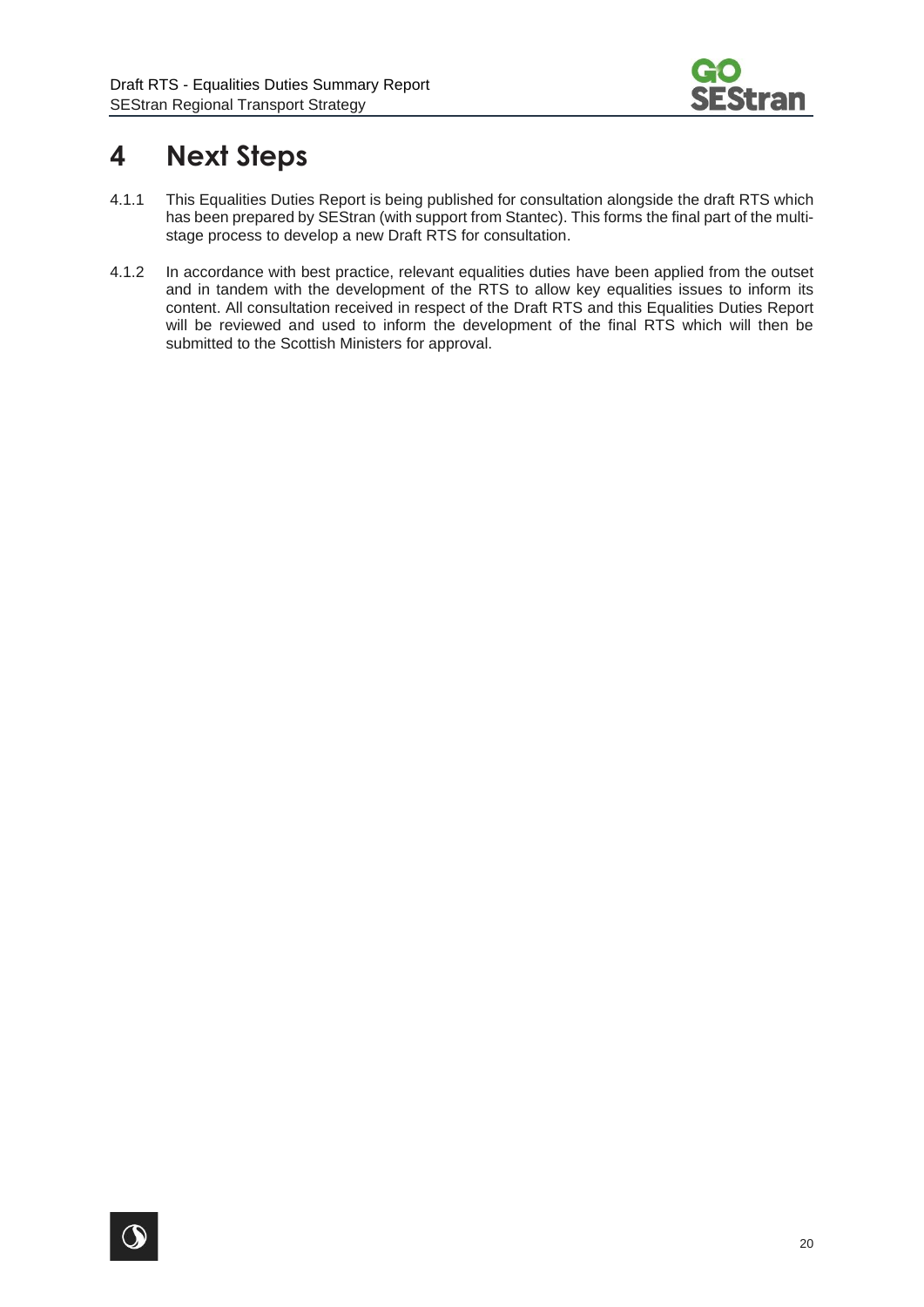# 4 Next Steps

4.1.1 This Equalities Duties Report is being published for consultation alongside the draft RTS which has been prepared by SEStran (with support from Stantec). This forms the final part of the multi-stage process to develop a new Draft RTS for consultation.

4.1.2 In accordance with best practice, relevant equalities duties have been applied from the outset and in tandem with the development of the RTS to allow key equalities issues to inform its content. All consultation received in respect of the Draft RTS and this Equalities Duties Report will be reviewed and used to inform the development of the final RTS which will then be submitted to the Scottish Ministers for approval.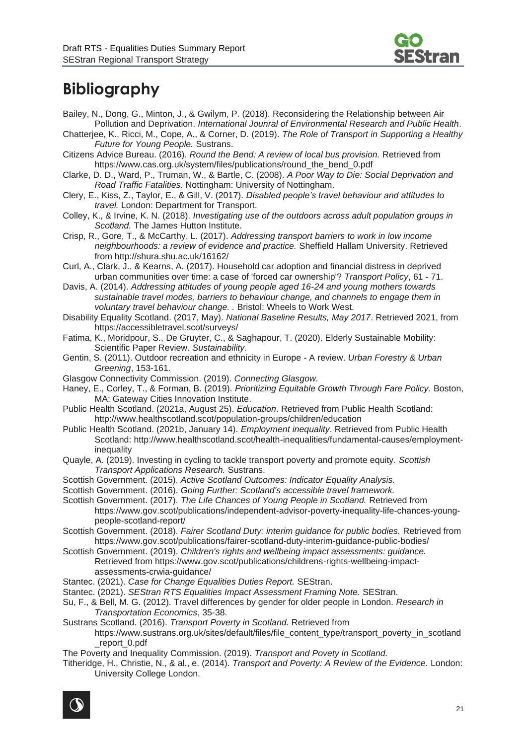# Bibliography

Bailey, N., Dong, G., Minton, J., & Gwilym, P. (2018). Reconsidering the Relationship between Air Pollution and Deprivation. *International Jounral of Environmental Research and Public Health*.

Chatterjee, K., Ricci, M., Cope, A., & Corner, D. (2019). *The Role of Transport in Supporting a Healthy Future for Young People.* Sustrans.

Citizens Advice Bureau. (2016). *Round the Bend: A review of local bus provision.* Retrieved from https://www.cas.org.uk/system/files/publications/round_the_bend_0.pdf

Clarke, D. D., Ward, P., Truman, W., & Bartle, C. (2008). *A Poor Way to Die: Social Deprivation and Road Traffic Fatalities.* Nottingham: University of Nottingham.

Clery, E., Kiss, Z., Taylor, E., & Gill, V. (2017). *Disabled people's travel behaviour and attitudes to travel.* London: Department for Transport.

Colley, K., & Irvine, K. N. (2018). *Investigating use of the outdoors across adult population groups in Scotland.* The James Hutton Institute.

Crisp, R., Gore, T., & McCarthy, L. (2017). *Addressing transport barriers to work in low income neighbourhoods: a review of evidence and practice.* Sheffield Hallam University. Retrieved from http://shura.shu.ac.uk/16162/

Curl, A., Clark, J., & Kearns, A. (2017). Household car adoption and financial distress in deprived urban communities over time: a case of 'forced car ownership'? *Transport Policy*, 61 - 71.

Davis, A. (2014). *Addressing attitudes of young people aged 16-24 and young mothers towards sustainable travel modes, barriers to behaviour change, and channels to engage them in voluntary travel behaviour change.* . Bristol: Wheels to Work West.

Disability Equality Scotland. (2017, May). *National Baseline Results, May 2017*. Retrieved 2021, from https://accessibletravel.scot/surveys/

Fatima, K., Moridpour, S., De Gruyter, C., & Saghapour, T. (2020). Elderly Sustainable Mobility: Scientific Paper Review. *Sustainability*.

Gentin, S. (2011). Outdoor recreation and ethnicity in Europe - A review. *Urban Forestry & Urban Greening*, 153-161.

Glasgow Connectivity Commission. (2019). *Connecting Glasgow.*

Haney, E., Corley, T., & Forman, B. (2019). *Prioritizing Equitable Growth Through Fare Policy.* Boston, MA: Gateway Cities Innovation Institute.

Public Health Scotland. (2021a, August 25). *Education*. Retrieved from Public Health Scotland: http://www.healthscotland.scot/population-groups/children/education

Public Health Scotland. (2021b, January 14). *Employment inequality*. Retrieved from Public Health Scotland: http://www.healthscotland.scot/health-inequalities/fundamental-causes/employment-inequality

Quayle, A. (2019). Investing in cycling to tackle transport poverty and promote equity. *Scottish Transport Applications Research.* Sustrans.

Scottish Government. (2015). *Active Scotland Outcomes: Indicator Equality Analysis.*

Scottish Government. (2016). *Going Further: Scotland's accessible travel framework.*

Scottish Government. (2017). *The Life Chances of Young People in Scotland.* Retrieved from https://www.gov.scot/publications/independent-advisor-poverty-inequality-life-chances-young-people-scotland-report/

Scottish Government. (2018). *Fairer Scotland Duty: interim guidance for public bodies.* Retrieved from https://www.gov.scot/publications/fairer-scotland-duty-interim-guidance-public-bodies/

Scottish Government. (2019). *Children's rights and wellbeing impact assessments: guidance.* Retrieved from https://www.gov.scot/publications/childrens-rights-wellbeing-impact-assessments-crwia-guidance/

Stantec. (2021). *Case for Change Equalities Duties Report.* SEStran.

Stantec. (2021). *SEStran RTS Equalities Impact Assessment Framing Note.* SEStran.

Su, F., & Bell, M. G. (2012). Travel differences by gender for older people in London. *Research in Transportation Economics*, 35-38.

Sustrans Scotland. (2016). *Transport Poverty in Scotland.* Retrieved from https://www.sustrans.org.uk/sites/default/files/file_content_type/transport_poverty_in_scotland_report_0.pdf

The Poverty and Inequality Commission. (2019). *Transport and Povety in Scotland.*

Titheridge, H., Christie, N., & al., e. (2014). *Transport and Poverty: A Review of the Evidence.* London: University College London.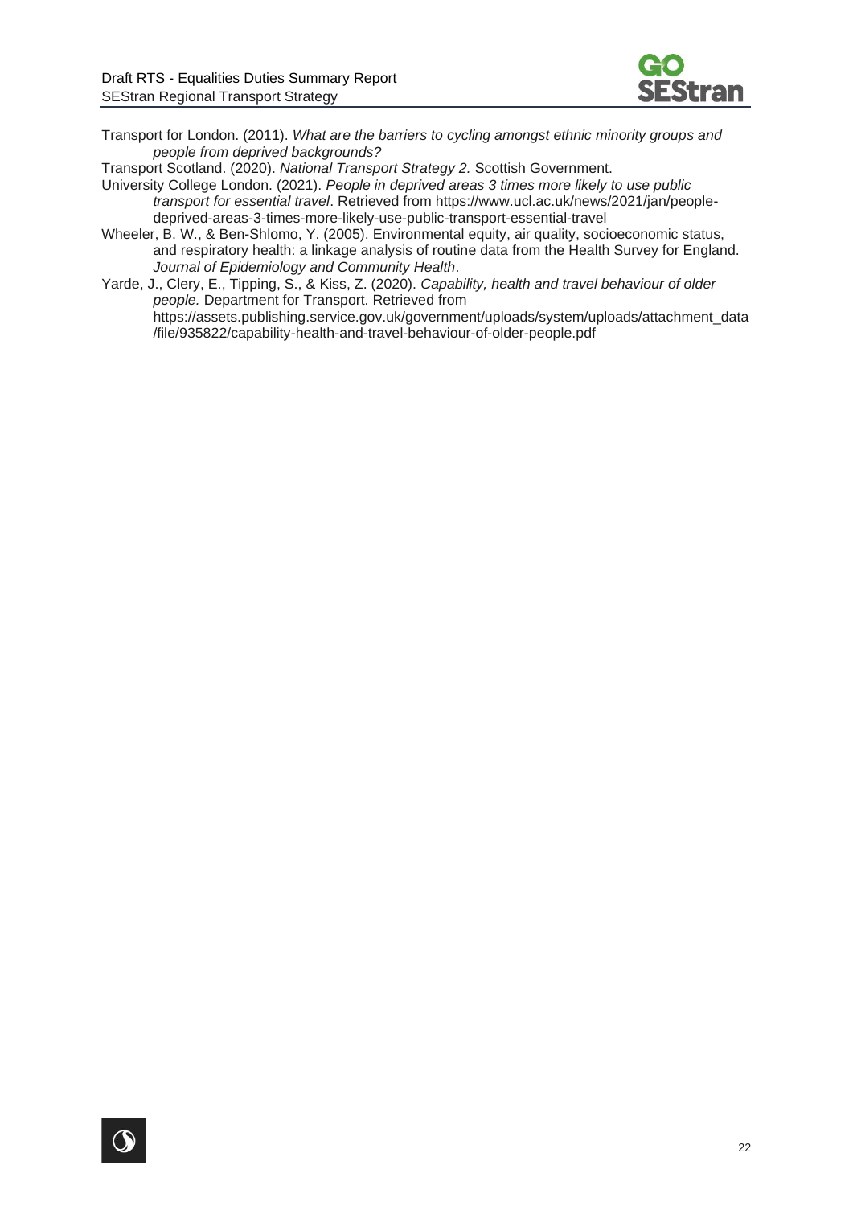Transport for London. (2011). *What are the barriers to cycling amongst ethnic minority groups and people from deprived backgrounds?*

Transport Scotland. (2020). *National Transport Strategy 2.* Scottish Government.

University College London. (2021). *People in deprived areas 3 times more likely to use public transport for essential travel*. Retrieved from https://www.ucl.ac.uk/news/2021/jan/people-deprived-areas-3-times-more-likely-use-public-transport-essential-travel

Wheeler, B. W., & Ben-Shlomo, Y. (2005). Environmental equity, air quality, socioeconomic status, and respiratory health: a linkage analysis of routine data from the Health Survey for England. *Journal of Epidemiology and Community Health*.

Yarde, J., Clery, E., Tipping, S., & Kiss, Z. (2020). *Capability, health and travel behaviour of older people.* Department for Transport. Retrieved from https://assets.publishing.service.gov.uk/government/uploads/system/uploads/attachment_data/file/935822/capability-health-and-travel-behaviour-of-older-people.pdf